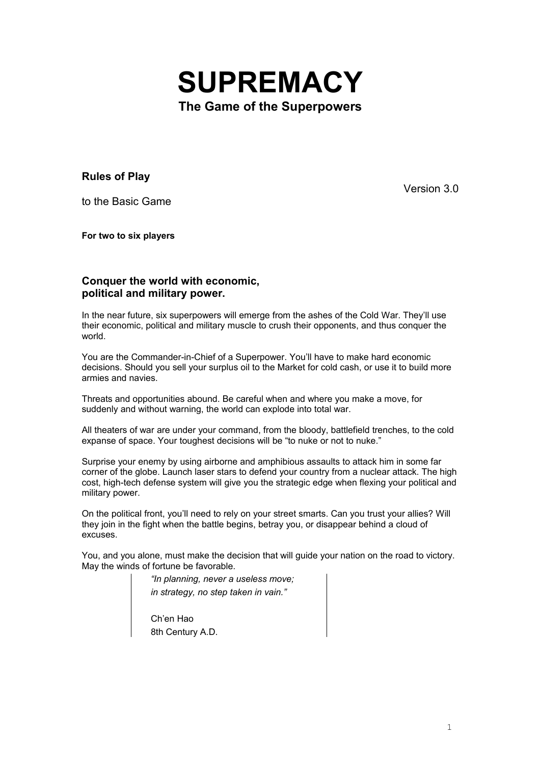# SUPREMACY

## The Game of the Superpowers

**Rules of Play**

to the Basic Game

Version 3.0

**For two to six players**

### Conquer the world with economic, political and military power.

In the near future, six superpowers will emerge from the ashes of the Cold War. They'll use their economic, political and military muscle to crush their opponents, and thus conquer the world.

You are the Commander-in-Chief of a Superpower. You'll have to make hard economic decisions. Should you sell your surplus oil to the Market for cold cash, or use it to build more armies and navies.

Threats and opportunities abound. Be careful when and where you make a move, for suddenly and without warning, the world can explode into total war.

All theaters of war are under your command, from the bloody, battlefield trenches, to the cold expanse of space. Your toughest decisions will be "to nuke or not to nuke."

Surprise your enemy by using airborne and amphibious assaults to attack him in some far corner of the globe. Launch laser stars to defend your country from a nuclear attack. The high cost, high-tech defense system will give you the strategic edge when flexing your political and military power.

On the political front, you'll need to rely on your street smarts. Can you trust your allies? Will they join in the fight when the battle begins, betray you, or disappear behind a cloud of excuses.

You, and you alone, must make the decision that will guide your nation on the road to victory. May the winds of fortune be favorable.

> *"In planning, never a useless move;*
> *in strategy, no step taken in vain."*
>
> Ch'en Hao
> 8th Century A.D.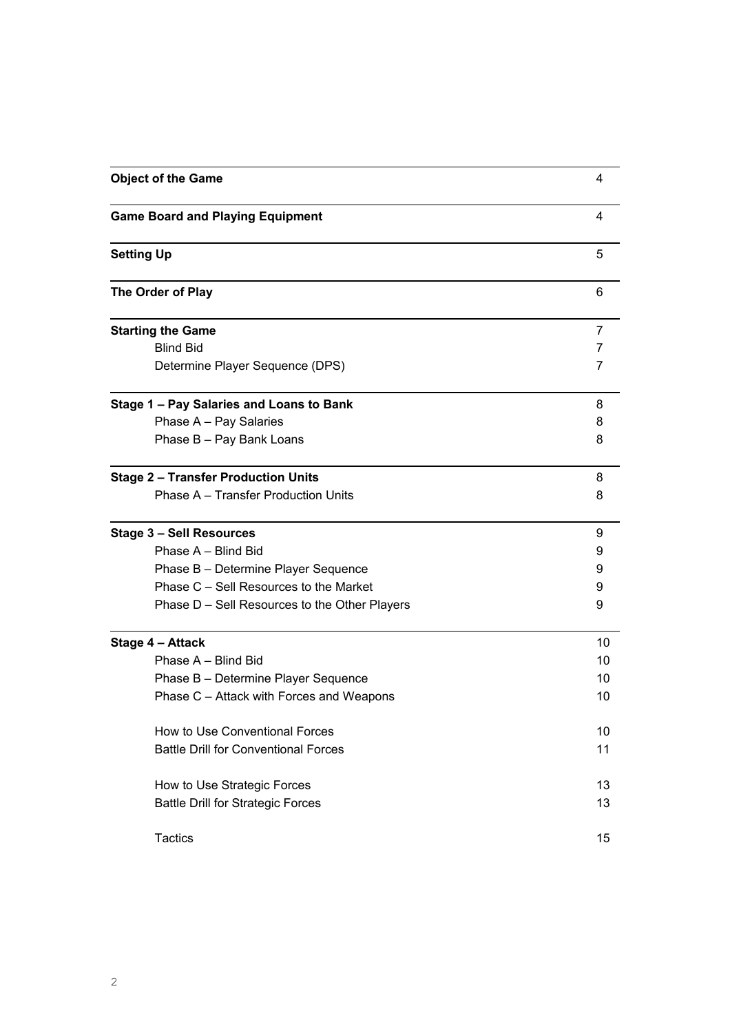| | |
|---|---|
| **Object of the Game** | 4 |
| **Game Board and Playing Equipment** | 4 |
| **Setting Up** | 5 |
| **The Order of Play** | 6 |
| **Starting the Game** | 7 |
| Blind Bid | 7 |
| Determine Player Sequence (DPS) | 7 |
| **Stage 1 – Pay Salaries and Loans to Bank** | 8 |
| Phase A – Pay Salaries | 8 |
| Phase B – Pay Bank Loans | 8 |
| **Stage 2 – Transfer Production Units** | 8 |
| Phase A – Transfer Production Units | 8 |
| **Stage 3 – Sell Resources** | 9 |
| Phase A – Blind Bid | 9 |
| Phase B – Determine Player Sequence | 9 |
| Phase C – Sell Resources to the Market | 9 |
| Phase D – Sell Resources to the Other Players | 9 |
| **Stage 4 – Attack** | 10 |
| Phase A – Blind Bid | 10 |
| Phase B – Determine Player Sequence | 10 |
| Phase C – Attack with Forces and Weapons | 10 |
| How to Use Conventional Forces | 10 |
| Battle Drill for Conventional Forces | 11 |
| How to Use Strategic Forces | 13 |
| Battle Drill for Strategic Forces | 13 |
| Tactics | 15 |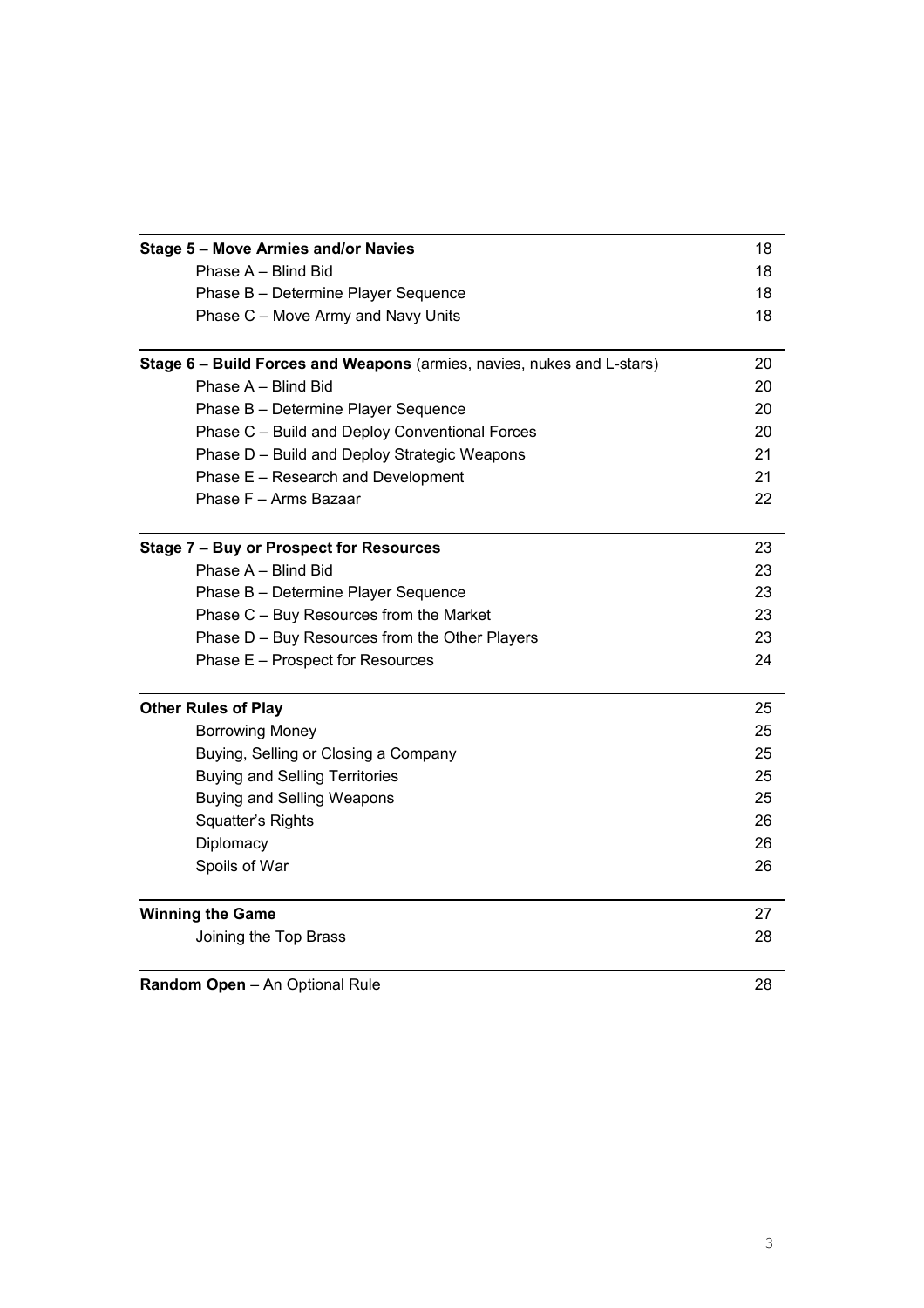| **Stage 5 – Move Armies and/or Navies** | 18 |
|---|---|
| Phase A – Blind Bid | 18 |
| Phase B – Determine Player Sequence | 18 |
| Phase C – Move Army and Navy Units | 18 |
| **Stage 6 – Build Forces and Weapons** (armies, navies, nukes and L-stars) | 20 |
| Phase A – Blind Bid | 20 |
| Phase B – Determine Player Sequence | 20 |
| Phase C – Build and Deploy Conventional Forces | 20 |
| Phase D – Build and Deploy Strategic Weapons | 21 |
| Phase E – Research and Development | 21 |
| Phase F – Arms Bazaar | 22 |
| **Stage 7 – Buy or Prospect for Resources** | 23 |
| Phase A – Blind Bid | 23 |
| Phase B – Determine Player Sequence | 23 |
| Phase C – Buy Resources from the Market | 23 |
| Phase D – Buy Resources from the Other Players | 23 |
| Phase E – Prospect for Resources | 24 |
| **Other Rules of Play** | 25 |
| Borrowing Money | 25 |
| Buying, Selling or Closing a Company | 25 |
| Buying and Selling Territories | 25 |
| Buying and Selling Weapons | 25 |
| Squatter's Rights | 26 |
| Diplomacy | 26 |
| Spoils of War | 26 |
| **Winning the Game** | 27 |
| Joining the Top Brass | 28 |
| **Random Open** – An Optional Rule | 28 |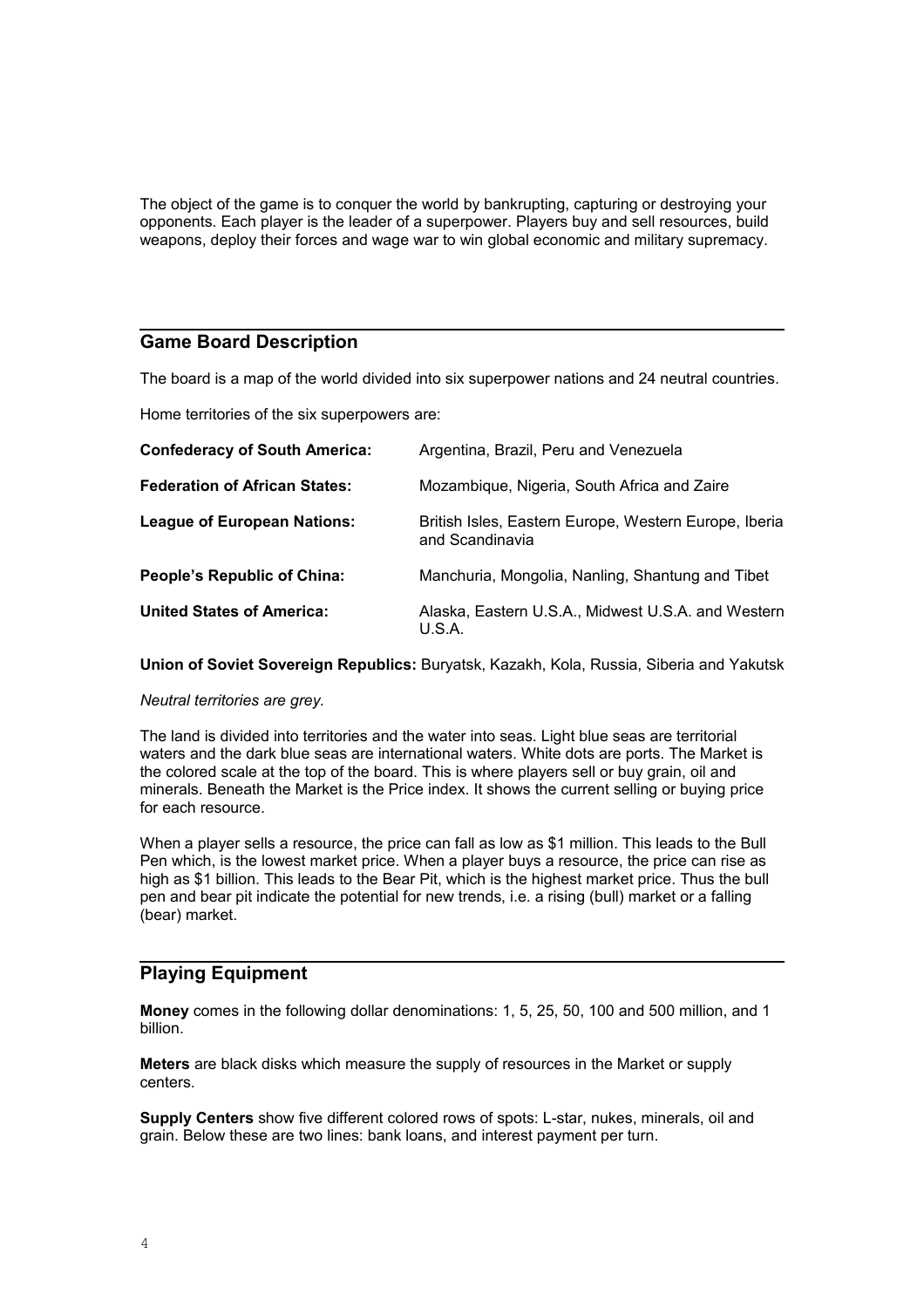The object of the game is to conquer the world by bankrupting, capturing or destroying your opponents. Each player is the leader of a superpower. Players buy and sell resources, build weapons, deploy their forces and wage war to win global economic and military supremacy.

## Game Board Description

The board is a map of the world divided into six superpower nations and 24 neutral countries.

Home territories of the six superpowers are:

| | |
|---|---|
| **Confederacy of South America:** | Argentina, Brazil, Peru and Venezuela |
| **Federation of African States:** | Mozambique, Nigeria, South Africa and Zaire |
| **League of European Nations:** | British Isles, Eastern Europe, Western Europe, Iberia and Scandinavia |
| **People's Republic of China:** | Manchuria, Mongolia, Nanling, Shantung and Tibet |
| **United States of America:** | Alaska, Eastern U.S.A., Midwest U.S.A. and Western U.S.A. |

**Union of Soviet Sovereign Republics:** Buryatsk, Kazakh, Kola, Russia, Siberia and Yakutsk

*Neutral territories are grey.*

The land is divided into territories and the water into seas. Light blue seas are territorial waters and the dark blue seas are international waters. White dots are ports. The Market is the colored scale at the top of the board. This is where players sell or buy grain, oil and minerals. Beneath the Market is the Price index. It shows the current selling or buying price for each resource.

When a player sells a resource, the price can fall as low as $1 million. This leads to the Bull Pen which, is the lowest market price. When a player buys a resource, the price can rise as high as $1 billion. This leads to the Bear Pit, which is the highest market price. Thus the bull pen and bear pit indicate the potential for new trends, i.e. a rising (bull) market or a falling (bear) market.

## Playing Equipment

**Money** comes in the following dollar denominations: 1, 5, 25, 50, 100 and 500 million, and 1 billion.

**Meters** are black disks which measure the supply of resources in the Market or supply centers.

**Supply Centers** show five different colored rows of spots: L-star, nukes, minerals, oil and grain. Below these are two lines: bank loans, and interest payment per turn.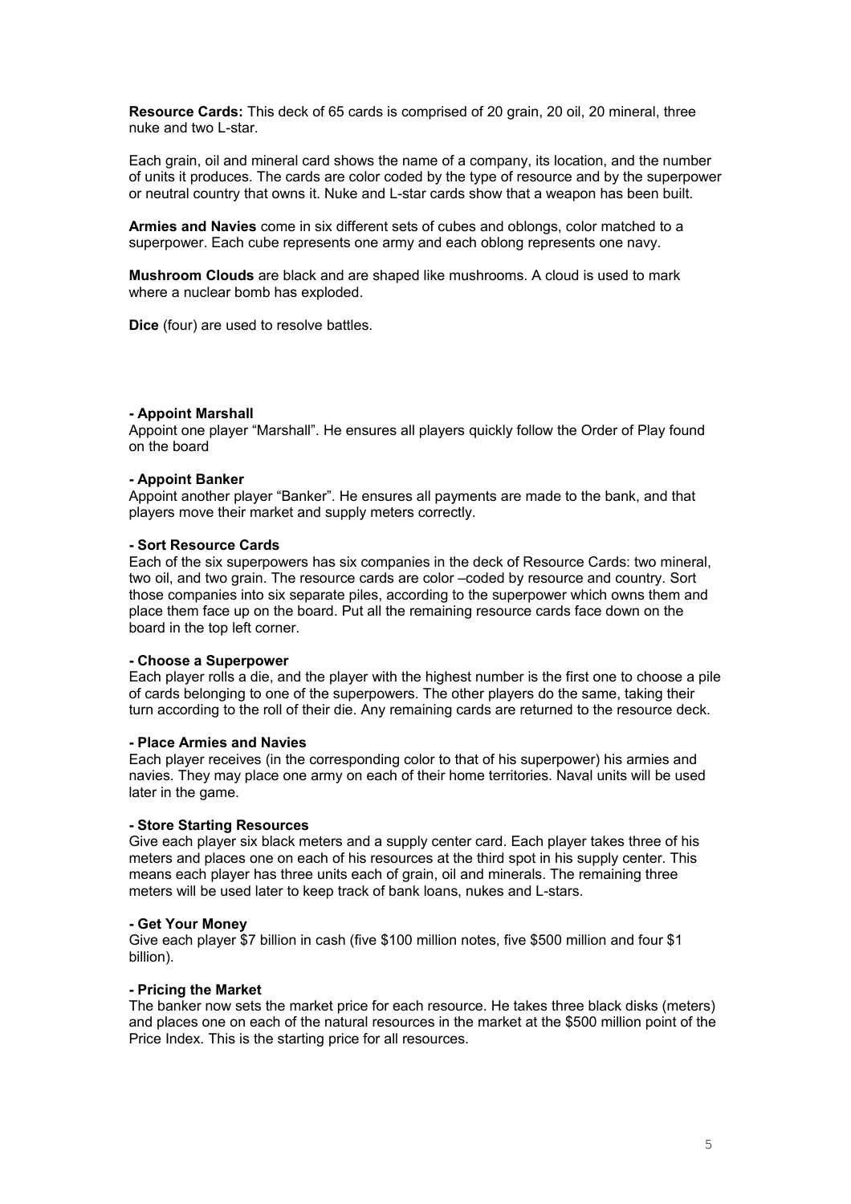**Resource Cards:** This deck of 65 cards is comprised of 20 grain, 20 oil, 20 mineral, three nuke and two L-star.

Each grain, oil and mineral card shows the name of a company, its location, and the number of units it produces. The cards are color coded by the type of resource and by the superpower or neutral country that owns it. Nuke and L-star cards show that a weapon has been built.

**Armies and Navies** come in six different sets of cubes and oblongs, color matched to a superpower. Each cube represents one army and each oblong represents one navy.

**Mushroom Clouds** are black and are shaped like mushrooms. A cloud is used to mark where a nuclear bomb has exploded.

**Dice** (four) are used to resolve battles.

**- Appoint Marshall**

Appoint one player "Marshall". He ensures all players quickly follow the Order of Play found on the board

**- Appoint Banker**

Appoint another player "Banker". He ensures all payments are made to the bank, and that players move their market and supply meters correctly.

**- Sort Resource Cards**

Each of the six superpowers has six companies in the deck of Resource Cards: two mineral, two oil, and two grain. The resource cards are color –coded by resource and country. Sort those companies into six separate piles, according to the superpower which owns them and place them face up on the board. Put all the remaining resource cards face down on the board in the top left corner.

**- Choose a Superpower**

Each player rolls a die, and the player with the highest number is the first one to choose a pile of cards belonging to one of the superpowers. The other players do the same, taking their turn according to the roll of their die. Any remaining cards are returned to the resource deck.

**- Place Armies and Navies**

Each player receives (in the corresponding color to that of his superpower) his armies and navies. They may place one army on each of their home territories. Naval units will be used later in the game.

**- Store Starting Resources**

Give each player six black meters and a supply center card. Each player takes three of his meters and places one on each of his resources at the third spot in his supply center. This means each player has three units each of grain, oil and minerals. The remaining three meters will be used later to keep track of bank loans, nukes and L-stars.

**- Get Your Money**

Give each player $7 billion in cash (five $100 million notes, five $500 million and four $1 billion).

**- Pricing the Market**

The banker now sets the market price for each resource. He takes three black disks (meters) and places one on each of the natural resources in the market at the $500 million point of the Price Index. This is the starting price for all resources.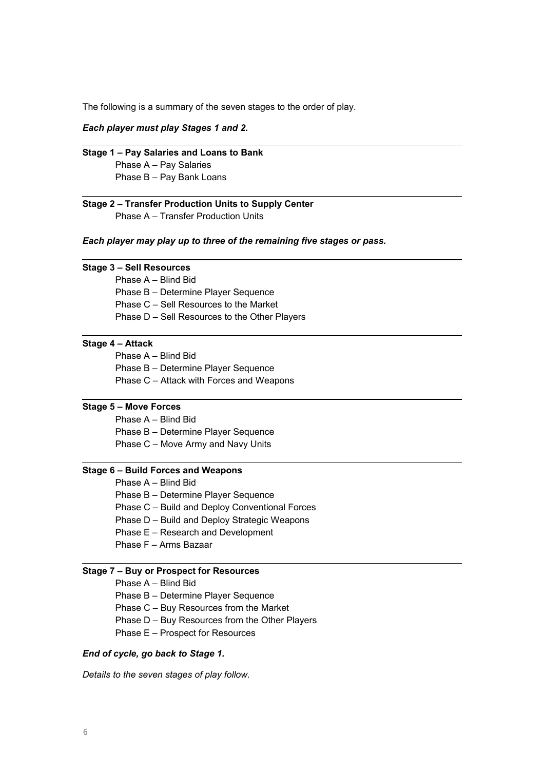The following is a summary of the seven stages to the order of play.

***Each player must play Stages 1 and 2.***

---

**Stage 1 – Pay Salaries and Loans to Bank**

- Phase A – Pay Salaries
- Phase B – Pay Bank Loans

---

**Stage 2 – Transfer Production Units to Supply Center**

- Phase A – Transfer Production Units

***Each player may play up to three of the remaining five stages or pass.***

---

**Stage 3 – Sell Resources**

- Phase A – Blind Bid
- Phase B – Determine Player Sequence
- Phase C – Sell Resources to the Market
- Phase D – Sell Resources to the Other Players

---

**Stage 4 – Attack**

- Phase A – Blind Bid
- Phase B – Determine Player Sequence
- Phase C – Attack with Forces and Weapons

---

**Stage 5 – Move Forces**

- Phase A – Blind Bid
- Phase B – Determine Player Sequence
- Phase C – Move Army and Navy Units

---

**Stage 6 – Build Forces and Weapons**

- Phase A – Blind Bid
- Phase B – Determine Player Sequence
- Phase C – Build and Deploy Conventional Forces
- Phase D – Build and Deploy Strategic Weapons
- Phase E – Research and Development
- Phase F – Arms Bazaar

---

**Stage 7 – Buy or Prospect for Resources**

- Phase A – Blind Bid
- Phase B – Determine Player Sequence
- Phase C – Buy Resources from the Market
- Phase D – Buy Resources from the Other Players
- Phase E – Prospect for Resources

***End of cycle, go back to Stage 1.***

*Details to the seven stages of play follow.*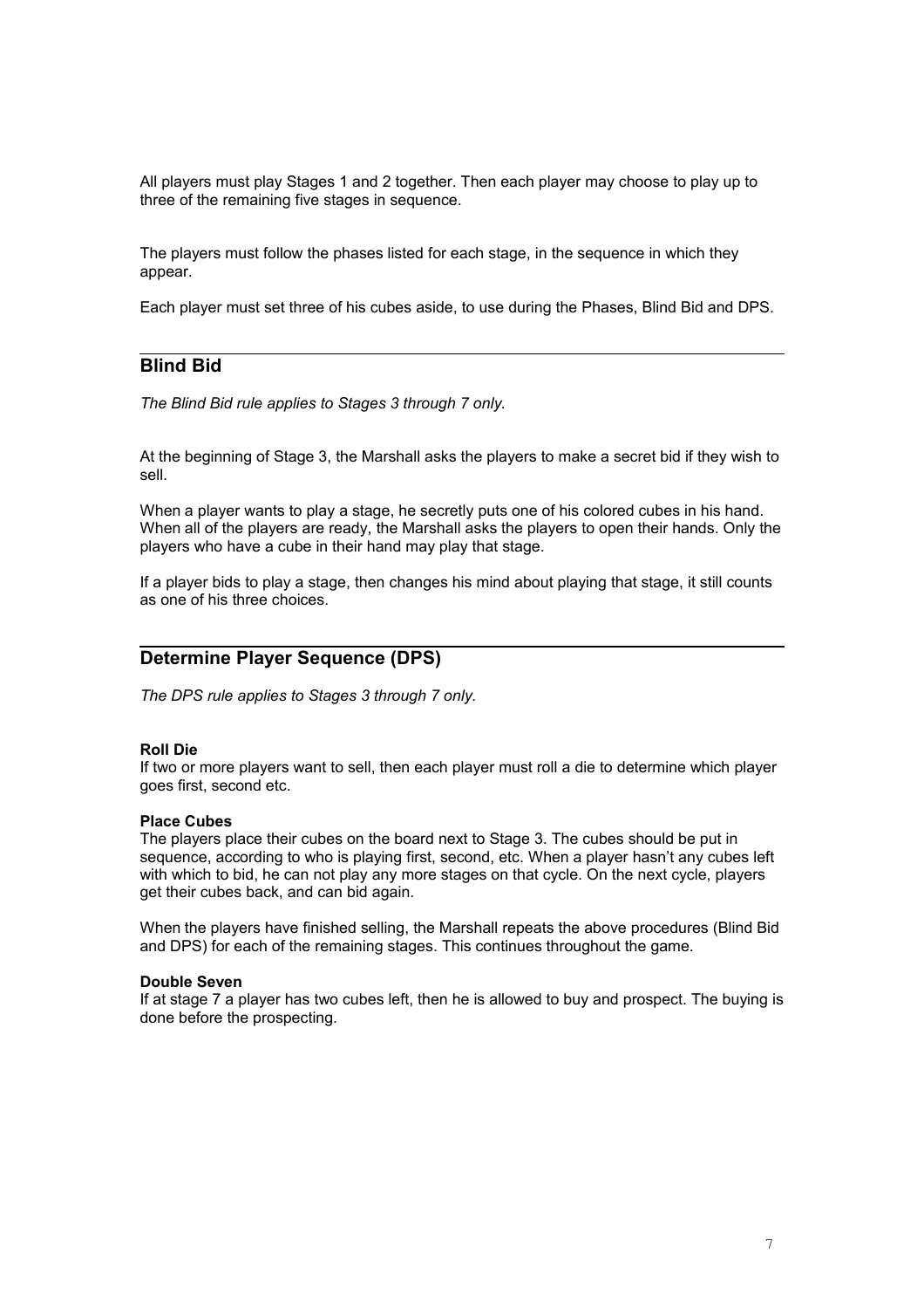All players must play Stages 1 and 2 together. Then each player may choose to play up to three of the remaining five stages in sequence.

The players must follow the phases listed for each stage, in the sequence in which they appear.

Each player must set three of his cubes aside, to use during the Phases, Blind Bid and DPS.

## Blind Bid

*The Blind Bid rule applies to Stages 3 through 7 only.*

At the beginning of Stage 3, the Marshall asks the players to make a secret bid if they wish to sell.

When a player wants to play a stage, he secretly puts one of his colored cubes in his hand. When all of the players are ready, the Marshall asks the players to open their hands. Only the players who have a cube in their hand may play that stage.

If a player bids to play a stage, then changes his mind about playing that stage, it still counts as one of his three choices.

## Determine Player Sequence (DPS)

*The DPS rule applies to Stages 3 through 7 only.*

**Roll Die**
If two or more players want to sell, then each player must roll a die to determine which player goes first, second etc.

**Place Cubes**
The players place their cubes on the board next to Stage 3. The cubes should be put in sequence, according to who is playing first, second, etc. When a player hasn't any cubes left with which to bid, he can not play any more stages on that cycle. On the next cycle, players get their cubes back, and can bid again.

When the players have finished selling, the Marshall repeats the above procedures (Blind Bid and DPS) for each of the remaining stages. This continues throughout the game.

**Double Seven**
If at stage 7 a player has two cubes left, then he is allowed to buy and prospect. The buying is done before the prospecting.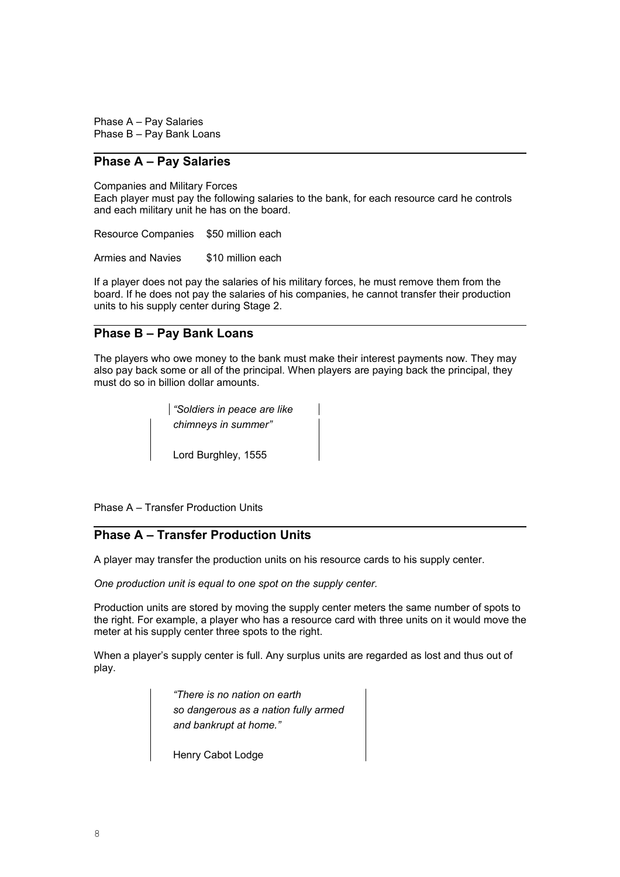Phase A – Pay Salaries
Phase B – Pay Bank Loans

## Phase A – Pay Salaries

Companies and Military Forces
Each player must pay the following salaries to the bank, for each resource card he controls and each military unit he has on the board.

Resource Companies $50 million each

Armies and Navies $10 million each

If a player does not pay the salaries of his military forces, he must remove them from the board. If he does not pay the salaries of his companies, he cannot transfer their production units to his supply center during Stage 2.

## Phase B – Pay Bank Loans

The players who owe money to the bank must make their interest payments now. They may also pay back some or all of the principal. When players are paying back the principal, they must do so in billion dollar amounts.

> *"Soldiers in peace are like chimneys in summer"*
>
> Lord Burghley, 1555

Phase A – Transfer Production Units

## Phase A – Transfer Production Units

A player may transfer the production units on his resource cards to his supply center.

*One production unit is equal to one spot on the supply center.*

Production units are stored by moving the supply center meters the same number of spots to the right. For example, a player who has a resource card with three units on it would move the meter at his supply center three spots to the right.

When a player's supply center is full. Any surplus units are regarded as lost and thus out of play.

> *"There is no nation on earth so dangerous as a nation fully armed and bankrupt at home."*
>
> Henry Cabot Lodge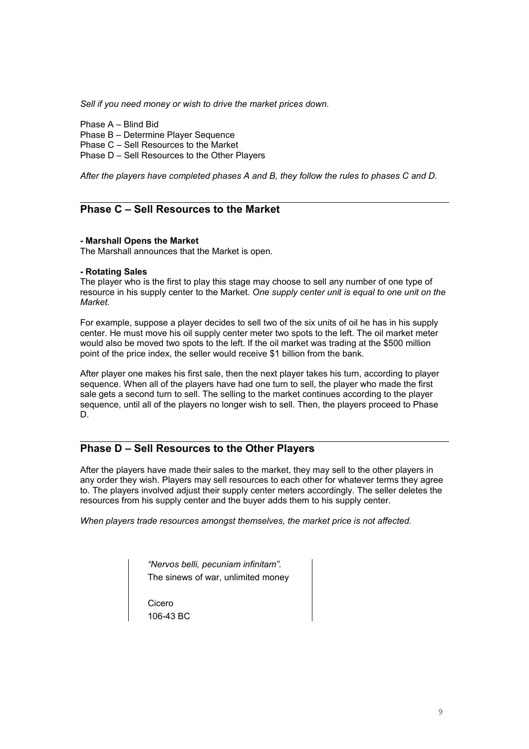*Sell if you need money or wish to drive the market prices down.*

Phase A – Blind Bid
Phase B – Determine Player Sequence
Phase C – Sell Resources to the Market
Phase D – Sell Resources to the Other Players

*After the players have completed phases A and B, they follow the rules to phases C and D.*

## Phase C – Sell Resources to the Market

**- Marshall Opens the Market**
The Marshall announces that the Market is open.

**- Rotating Sales**
The player who is the first to play this stage may choose to sell any number of one type of resource in his supply center to the Market. *One supply center unit is equal to one unit on the Market.*

For example, suppose a player decides to sell two of the six units of oil he has in his supply center. He must move his oil supply center meter two spots to the left. The oil market meter would also be moved two spots to the left. If the oil market was trading at the $500 million point of the price index, the seller would receive $1 billion from the bank.

After player one makes his first sale, then the next player takes his turn, according to player sequence. When all of the players have had one turn to sell, the player who made the first sale gets a second turn to sell. The selling to the market continues according to the player sequence, until all of the players no longer wish to sell. Then, the players proceed to Phase D.

## Phase D – Sell Resources to the Other Players

After the players have made their sales to the market, they may sell to the other players in any order they wish. Players may sell resources to each other for whatever terms they agree to. The players involved adjust their supply center meters accordingly. The seller deletes the resources from his supply center and the buyer adds them to his supply center.

*When players trade resources amongst themselves, the market price is not affected.*

> *"Nervos belli, pecuniam infinitam".*
> The sinews of war, unlimited money
>
> Cicero
> 106-43 BC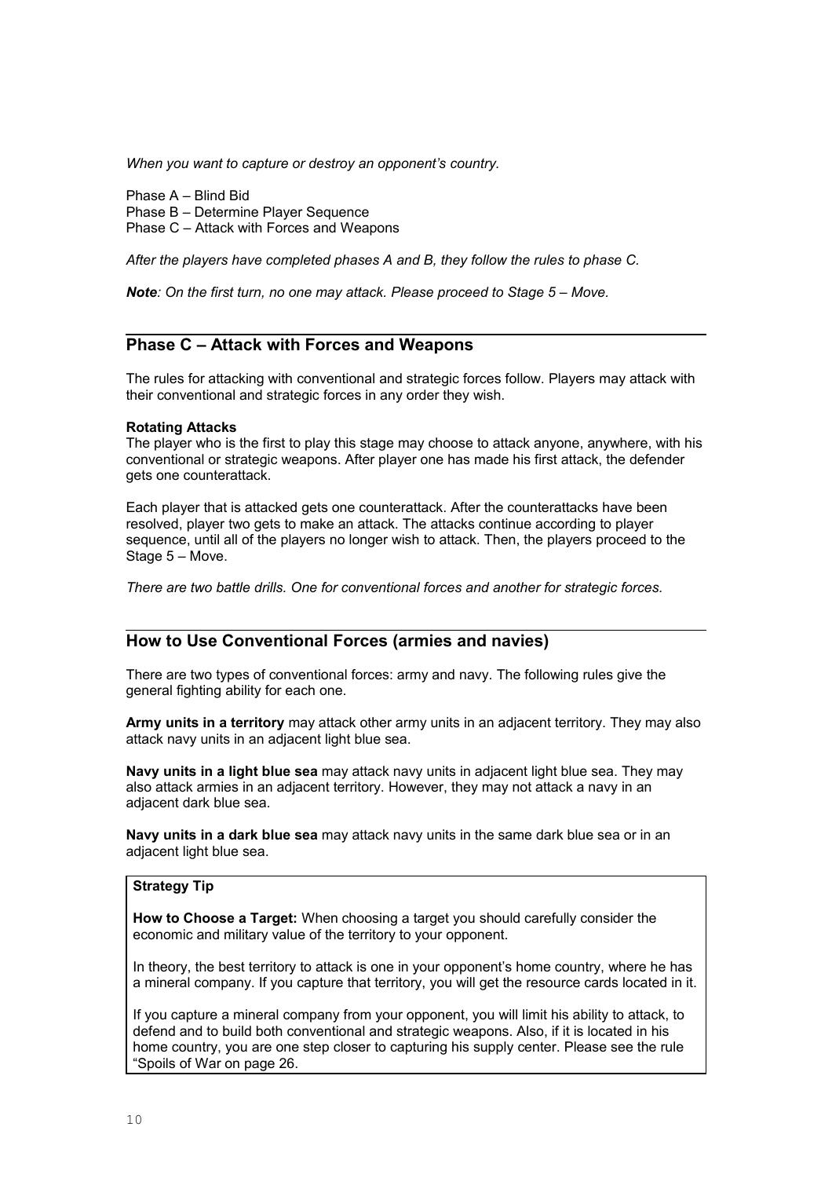*When you want to capture or destroy an opponent's country.*

Phase A – Blind Bid
Phase B – Determine Player Sequence
Phase C – Attack with Forces and Weapons

*After the players have completed phases A and B, they follow the rules to phase C.*

***Note**: On the first turn, no one may attack. Please proceed to Stage 5 – Move.*

## Phase C – Attack with Forces and Weapons

The rules for attacking with conventional and strategic forces follow. Players may attack with their conventional and strategic forces in any order they wish.

**Rotating Attacks**
The player who is the first to play this stage may choose to attack anyone, anywhere, with his conventional or strategic weapons. After player one has made his first attack, the defender gets one counterattack.

Each player that is attacked gets one counterattack. After the counterattacks have been resolved, player two gets to make an attack. The attacks continue according to player sequence, until all of the players no longer wish to attack. Then, the players proceed to the Stage 5 – Move.

*There are two battle drills. One for conventional forces and another for strategic forces.*

## How to Use Conventional Forces (armies and navies)

There are two types of conventional forces: army and navy. The following rules give the general fighting ability for each one.

**Army units in a territory** may attack other army units in an adjacent territory. They may also attack navy units in an adjacent light blue sea.

**Navy units in a light blue sea** may attack navy units in adjacent light blue sea. They may also attack armies in an adjacent territory. However, they may not attack a navy in an adjacent dark blue sea.

**Navy units in a dark blue sea** may attack navy units in the same dark blue sea or in an adjacent light blue sea.

**Strategy Tip**

**How to Choose a Target:** When choosing a target you should carefully consider the economic and military value of the territory to your opponent.

In theory, the best territory to attack is one in your opponent's home country, where he has a mineral company. If you capture that territory, you will get the resource cards located in it.

If you capture a mineral company from your opponent, you will limit his ability to attack, to defend and to build both conventional and strategic weapons. Also, if it is located in his home country, you are one step closer to capturing his supply center. Please see the rule "Spoils of War on page 26.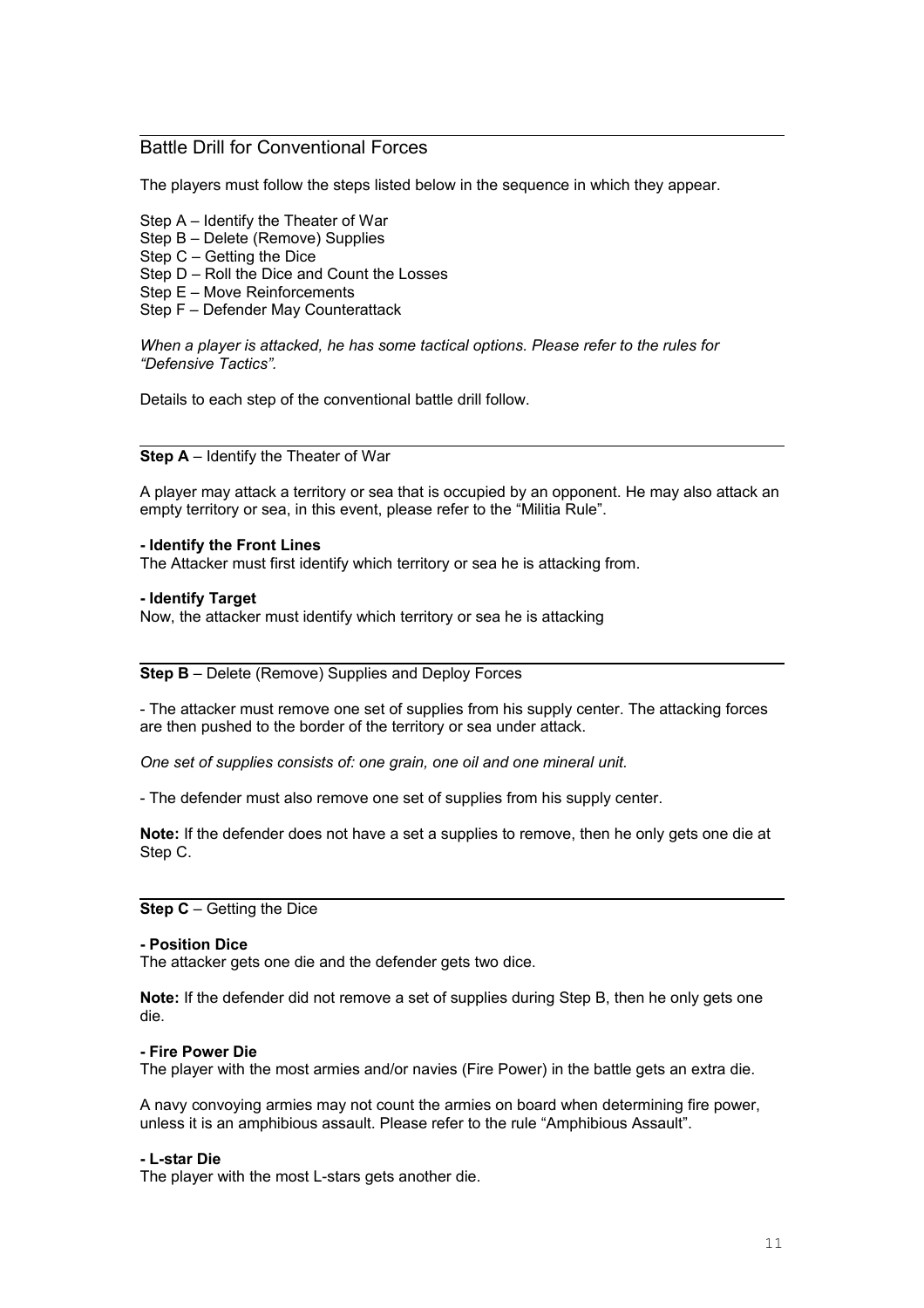## Battle Drill for Conventional Forces

The players must follow the steps listed below in the sequence in which they appear.

Step A – Identify the Theater of War  
Step B – Delete (Remove) Supplies  
Step C – Getting the Dice  
Step D – Roll the Dice and Count the Losses  
Step E – Move Reinforcements  
Step F – Defender May Counterattack

*When a player is attacked, he has some tactical options. Please refer to the rules for "Defensive Tactics".*

Details to each step of the conventional battle drill follow.

### **Step A** – Identify the Theater of War

A player may attack a territory or sea that is occupied by an opponent. He may also attack an empty territory or sea, in this event, please refer to the "Militia Rule".

**- Identify the Front Lines**  
The Attacker must first identify which territory or sea he is attacking from.

**- Identify Target**  
Now, the attacker must identify which territory or sea he is attacking

### **Step B** – Delete (Remove) Supplies and Deploy Forces

- The attacker must remove one set of supplies from his supply center. The attacking forces are then pushed to the border of the territory or sea under attack.

*One set of supplies consists of: one grain, one oil and one mineral unit.*

- The defender must also remove one set of supplies from his supply center.

**Note:** If the defender does not have a set a supplies to remove, then he only gets one die at Step C.

### **Step C** – Getting the Dice

**- Position Dice**  
The attacker gets one die and the defender gets two dice.

**Note:** If the defender did not remove a set of supplies during Step B, then he only gets one die.

**- Fire Power Die**  
The player with the most armies and/or navies (Fire Power) in the battle gets an extra die.

A navy convoying armies may not count the armies on board when determining fire power, unless it is an amphibious assault. Please refer to the rule "Amphibious Assault".

**- L-star Die**  
The player with the most L-stars gets another die.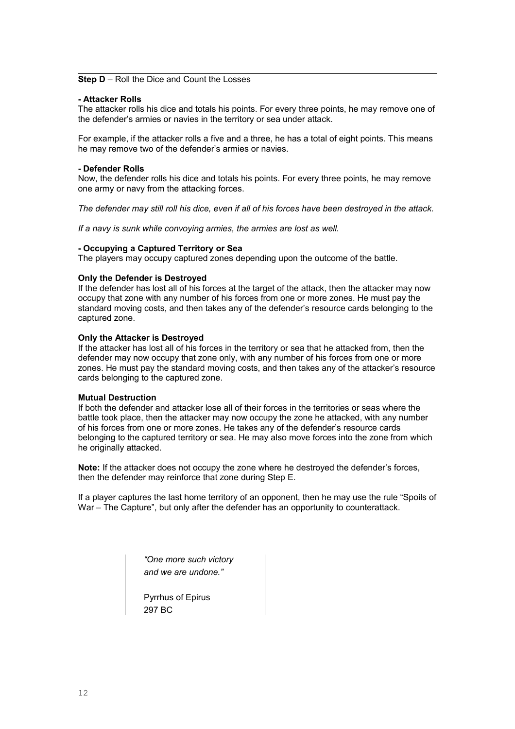**Step D** – Roll the Dice and Count the Losses

**- Attacker Rolls**

The attacker rolls his dice and totals his points. For every three points, he may remove one of the defender's armies or navies in the territory or sea under attack.

For example, if the attacker rolls a five and a three, he has a total of eight points. This means he may remove two of the defender's armies or navies.

**- Defender Rolls**

Now, the defender rolls his dice and totals his points. For every three points, he may remove one army or navy from the attacking forces.

*The defender may still roll his dice, even if all of his forces have been destroyed in the attack.*

*If a navy is sunk while convoying armies, the armies are lost as well.*

**- Occupying a Captured Territory or Sea**

The players may occupy captured zones depending upon the outcome of the battle.

**Only the Defender is Destroyed**

If the defender has lost all of his forces at the target of the attack, then the attacker may now occupy that zone with any number of his forces from one or more zones. He must pay the standard moving costs, and then takes any of the defender's resource cards belonging to the captured zone.

**Only the Attacker is Destroyed**

If the attacker has lost all of his forces in the territory or sea that he attacked from, then the defender may now occupy that zone only, with any number of his forces from one or more zones. He must pay the standard moving costs, and then takes any of the attacker's resource cards belonging to the captured zone.

**Mutual Destruction**

If both the defender and attacker lose all of their forces in the territories or seas where the battle took place, then the attacker may now occupy the zone he attacked, with any number of his forces from one or more zones. He takes any of the defender's resource cards belonging to the captured territory or sea. He may also move forces into the zone from which he originally attacked.

**Note:** If the attacker does not occupy the zone where he destroyed the defender's forces, then the defender may reinforce that zone during Step E.

If a player captures the last home territory of an opponent, then he may use the rule "Spoils of War – The Capture", but only after the defender has an opportunity to counterattack.

> *"One more such victory and we are undone."*
>
> Pyrrhus of Epirus
> 297 BC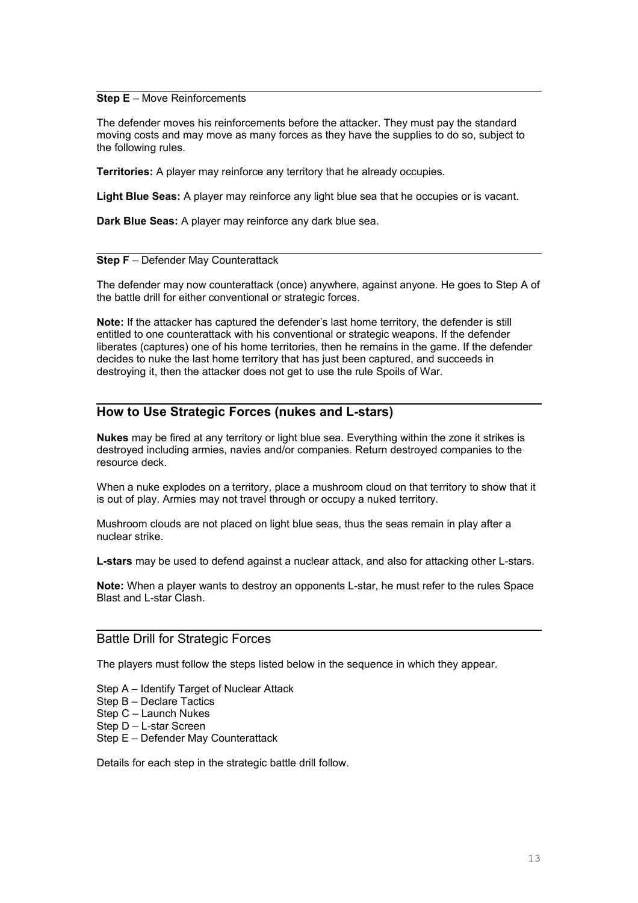**Step E** – Move Reinforcements

The defender moves his reinforcements before the attacker. They must pay the standard moving costs and may move as many forces as they have the supplies to do so, subject to the following rules.

**Territories:** A player may reinforce any territory that he already occupies.

**Light Blue Seas:** A player may reinforce any light blue sea that he occupies or is vacant.

**Dark Blue Seas:** A player may reinforce any dark blue sea.

**Step F** – Defender May Counterattack

The defender may now counterattack (once) anywhere, against anyone. He goes to Step A of the battle drill for either conventional or strategic forces.

**Note:** If the attacker has captured the defender's last home territory, the defender is still entitled to one counterattack with his conventional or strategic weapons. If the defender liberates (captures) one of his home territories, then he remains in the game. If the defender decides to nuke the last home territory that has just been captured, and succeeds in destroying it, then the attacker does not get to use the rule Spoils of War.

## How to Use Strategic Forces (nukes and L-stars)

**Nukes** may be fired at any territory or light blue sea. Everything within the zone it strikes is destroyed including armies, navies and/or companies. Return destroyed companies to the resource deck.

When a nuke explodes on a territory, place a mushroom cloud on that territory to show that it is out of play. Armies may not travel through or occupy a nuked territory.

Mushroom clouds are not placed on light blue seas, thus the seas remain in play after a nuclear strike.

**L-stars** may be used to defend against a nuclear attack, and also for attacking other L-stars.

**Note:** When a player wants to destroy an opponents L-star, he must refer to the rules Space Blast and L-star Clash.

### Battle Drill for Strategic Forces

The players must follow the steps listed below in the sequence in which they appear.

Step A – Identify Target of Nuclear Attack
Step B – Declare Tactics
Step C – Launch Nukes
Step D – L-star Screen
Step E – Defender May Counterattack

Details for each step in the strategic battle drill follow.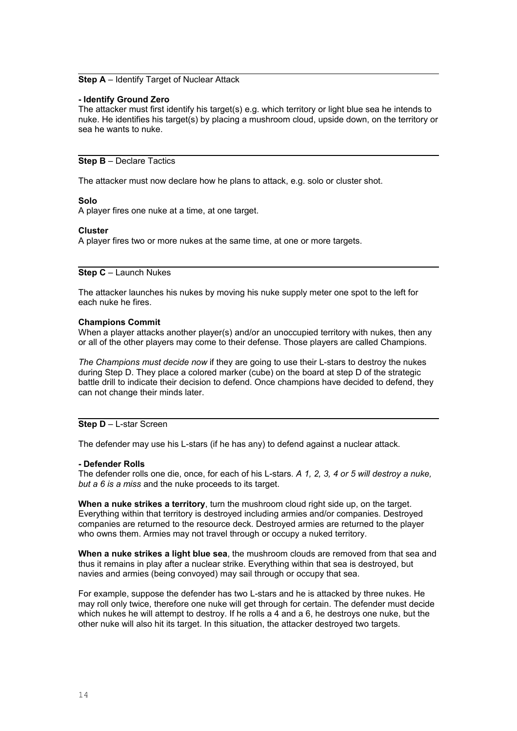**Step A** – Identify Target of Nuclear Attack

**- Identify Ground Zero**

The attacker must first identify his target(s) e.g. which territory or light blue sea he intends to nuke. He identifies his target(s) by placing a mushroom cloud, upside down, on the territory or sea he wants to nuke.

**Step B** – Declare Tactics

The attacker must now declare how he plans to attack, e.g. solo or cluster shot.

**Solo**

A player fires one nuke at a time, at one target.

**Cluster**

A player fires two or more nukes at the same time, at one or more targets.

**Step C** – Launch Nukes

The attacker launches his nukes by moving his nuke supply meter one spot to the left for each nuke he fires.

**Champions Commit**

When a player attacks another player(s) and/or an unoccupied territory with nukes, then any or all of the other players may come to their defense. Those players are called Champions.

*The Champions must decide now* if they are going to use their L-stars to destroy the nukes during Step D. They place a colored marker (cube) on the board at step D of the strategic battle drill to indicate their decision to defend. Once champions have decided to defend, they can not change their minds later.

**Step D** – L-star Screen

The defender may use his L-stars (if he has any) to defend against a nuclear attack.

**- Defender Rolls**

The defender rolls one die, once, for each of his L-stars. *A 1, 2, 3, 4 or 5 will destroy a nuke, but a 6 is a miss* and the nuke proceeds to its target.

**When a nuke strikes a territory**, turn the mushroom cloud right side up, on the target. Everything within that territory is destroyed including armies and/or companies. Destroyed companies are returned to the resource deck. Destroyed armies are returned to the player who owns them. Armies may not travel through or occupy a nuked territory.

**When a nuke strikes a light blue sea**, the mushroom clouds are removed from that sea and thus it remains in play after a nuclear strike. Everything within that sea is destroyed, but navies and armies (being convoyed) may sail through or occupy that sea.

For example, suppose the defender has two L-stars and he is attacked by three nukes. He may roll only twice, therefore one nuke will get through for certain. The defender must decide which nukes he will attempt to destroy. If he rolls a 4 and a 6, he destroys one nuke, but the other nuke will also hit its target. In this situation, the attacker destroyed two targets.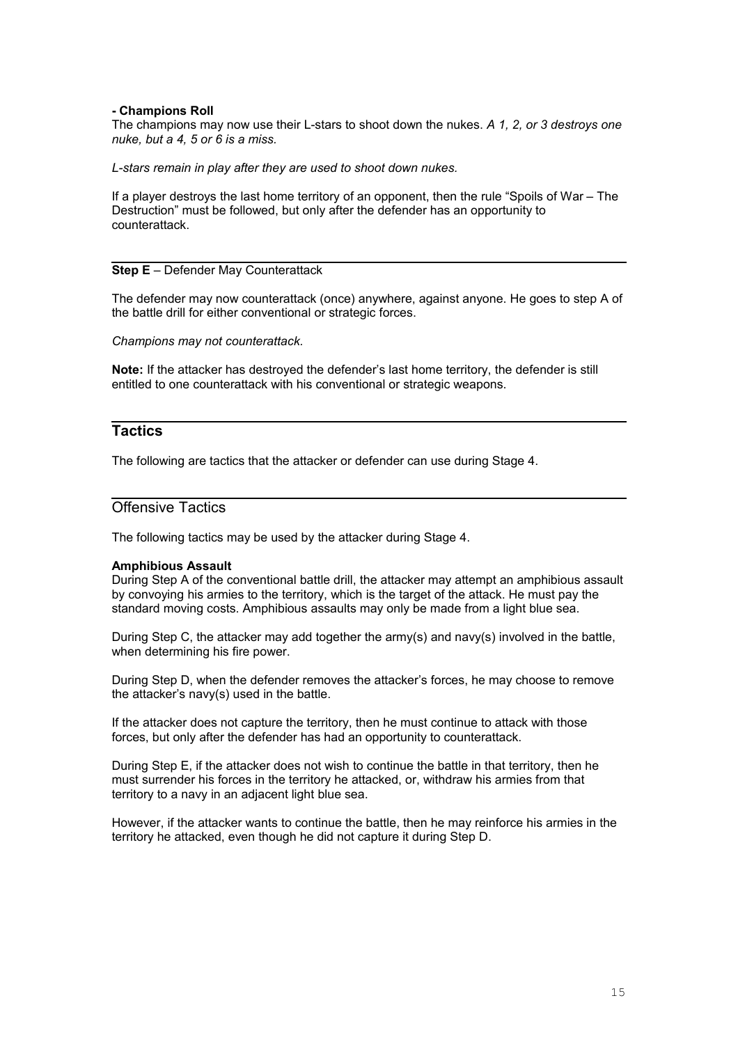**- Champions Roll**

The champions may now use their L-stars to shoot down the nukes. *A 1, 2, or 3 destroys one nuke, but a 4, 5 or 6 is a miss.*

*L-stars remain in play after they are used to shoot down nukes.*

If a player destroys the last home territory of an opponent, then the rule "Spoils of War – The Destruction" must be followed, but only after the defender has an opportunity to counterattack.

**Step E** – Defender May Counterattack

The defender may now counterattack (once) anywhere, against anyone. He goes to step A of the battle drill for either conventional or strategic forces.

*Champions may not counterattack.*

**Note:** If the attacker has destroyed the defender's last home territory, the defender is still entitled to one counterattack with his conventional or strategic weapons.

## Tactics

The following are tactics that the attacker or defender can use during Stage 4.

### Offensive Tactics

The following tactics may be used by the attacker during Stage 4.

**Amphibious Assault**

During Step A of the conventional battle drill, the attacker may attempt an amphibious assault by convoying his armies to the territory, which is the target of the attack. He must pay the standard moving costs. Amphibious assaults may only be made from a light blue sea.

During Step C, the attacker may add together the army(s) and navy(s) involved in the battle, when determining his fire power.

During Step D, when the defender removes the attacker's forces, he may choose to remove the attacker's navy(s) used in the battle.

If the attacker does not capture the territory, then he must continue to attack with those forces, but only after the defender has had an opportunity to counterattack.

During Step E, if the attacker does not wish to continue the battle in that territory, then he must surrender his forces in the territory he attacked, or, withdraw his armies from that territory to a navy in an adjacent light blue sea.

However, if the attacker wants to continue the battle, then he may reinforce his armies in the territory he attacked, even though he did not capture it during Step D.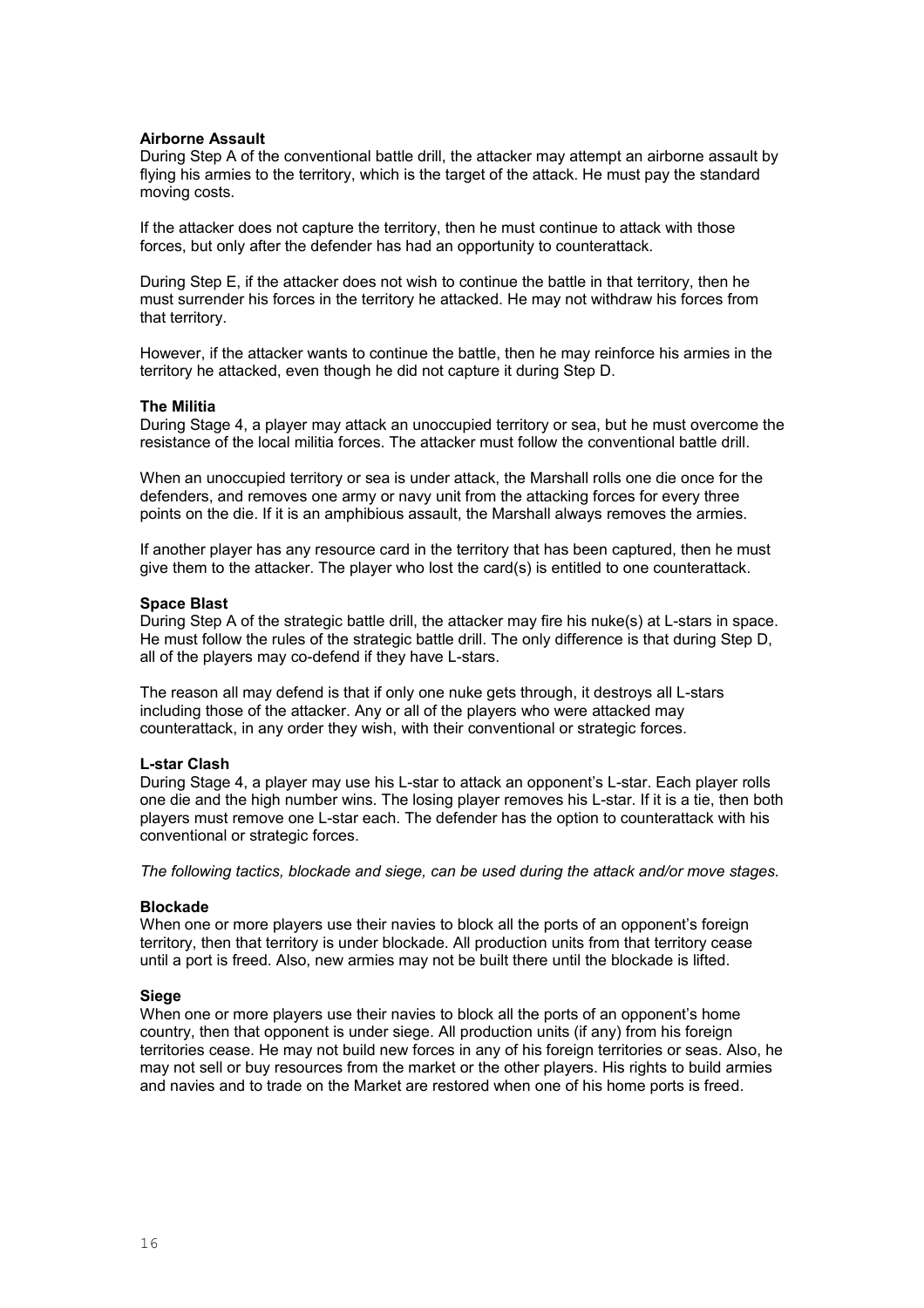**Airborne Assault**

During Step A of the conventional battle drill, the attacker may attempt an airborne assault by flying his armies to the territory, which is the target of the attack. He must pay the standard moving costs.

If the attacker does not capture the territory, then he must continue to attack with those forces, but only after the defender has had an opportunity to counterattack.

During Step E, if the attacker does not wish to continue the battle in that territory, then he must surrender his forces in the territory he attacked. He may not withdraw his forces from that territory.

However, if the attacker wants to continue the battle, then he may reinforce his armies in the territory he attacked, even though he did not capture it during Step D.

**The Militia**

During Stage 4, a player may attack an unoccupied territory or sea, but he must overcome the resistance of the local militia forces. The attacker must follow the conventional battle drill.

When an unoccupied territory or sea is under attack, the Marshall rolls one die once for the defenders, and removes one army or navy unit from the attacking forces for every three points on the die. If it is an amphibious assault, the Marshall always removes the armies.

If another player has any resource card in the territory that has been captured, then he must give them to the attacker. The player who lost the card(s) is entitled to one counterattack.

**Space Blast**

During Step A of the strategic battle drill, the attacker may fire his nuke(s) at L-stars in space. He must follow the rules of the strategic battle drill. The only difference is that during Step D, all of the players may co-defend if they have L-stars.

The reason all may defend is that if only one nuke gets through, it destroys all L-stars including those of the attacker. Any or all of the players who were attacked may counterattack, in any order they wish, with their conventional or strategic forces.

**L-star Clash**

During Stage 4, a player may use his L-star to attack an opponent's L-star. Each player rolls one die and the high number wins. The losing player removes his L-star. If it is a tie, then both players must remove one L-star each. The defender has the option to counterattack with his conventional or strategic forces.

*The following tactics, blockade and siege, can be used during the attack and/or move stages.*

**Blockade**

When one or more players use their navies to block all the ports of an opponent's foreign territory, then that territory is under blockade. All production units from that territory cease until a port is freed. Also, new armies may not be built there until the blockade is lifted.

**Siege**

When one or more players use their navies to block all the ports of an opponent's home country, then that opponent is under siege. All production units (if any) from his foreign territories cease. He may not build new forces in any of his foreign territories or seas. Also, he may not sell or buy resources from the market or the other players. His rights to build armies and navies and to trade on the Market are restored when one of his home ports is freed.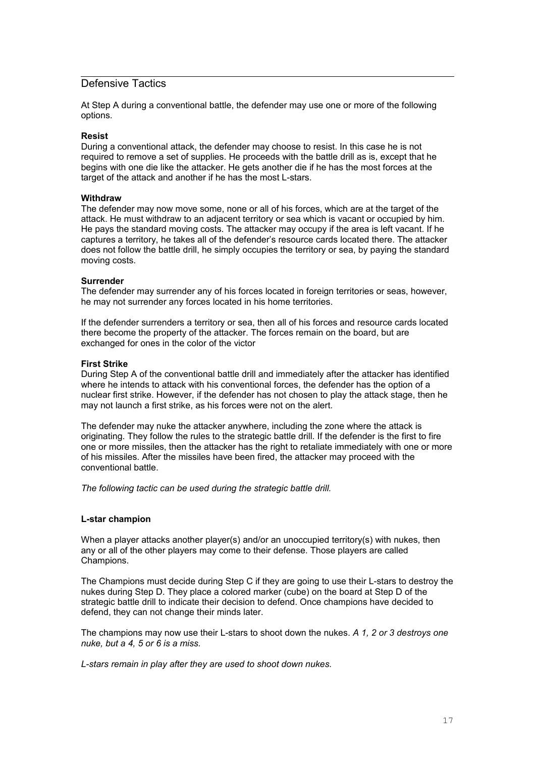## Defensive Tactics

At Step A during a conventional battle, the defender may use one or more of the following options.

**Resist**

During a conventional attack, the defender may choose to resist. In this case he is not required to remove a set of supplies. He proceeds with the battle drill as is, except that he begins with one die like the attacker. He gets another die if he has the most forces at the target of the attack and another if he has the most L-stars.

**Withdraw**

The defender may now move some, none or all of his forces, which are at the target of the attack. He must withdraw to an adjacent territory or sea which is vacant or occupied by him. He pays the standard moving costs. The attacker may occupy if the area is left vacant. If he captures a territory, he takes all of the defender's resource cards located there. The attacker does not follow the battle drill, he simply occupies the territory or sea, by paying the standard moving costs.

**Surrender**

The defender may surrender any of his forces located in foreign territories or seas, however, he may not surrender any forces located in his home territories.

If the defender surrenders a territory or sea, then all of his forces and resource cards located there become the property of the attacker. The forces remain on the board, but are exchanged for ones in the color of the victor

**First Strike**

During Step A of the conventional battle drill and immediately after the attacker has identified where he intends to attack with his conventional forces, the defender has the option of a nuclear first strike. However, if the defender has not chosen to play the attack stage, then he may not launch a first strike, as his forces were not on the alert.

The defender may nuke the attacker anywhere, including the zone where the attack is originating. They follow the rules to the strategic battle drill. If the defender is the first to fire one or more missiles, then the attacker has the right to retaliate immediately with one or more of his missiles. After the missiles have been fired, the attacker may proceed with the conventional battle.

*The following tactic can be used during the strategic battle drill.*

**L-star champion**

When a player attacks another player(s) and/or an unoccupied territory(s) with nukes, then any or all of the other players may come to their defense. Those players are called Champions.

The Champions must decide during Step C if they are going to use their L-stars to destroy the nukes during Step D. They place a colored marker (cube) on the board at Step D of the strategic battle drill to indicate their decision to defend. Once champions have decided to defend, they can not change their minds later.

The champions may now use their L-stars to shoot down the nukes. *A 1, 2 or 3 destroys one nuke, but a 4, 5 or 6 is a miss.*

*L-stars remain in play after they are used to shoot down nukes.*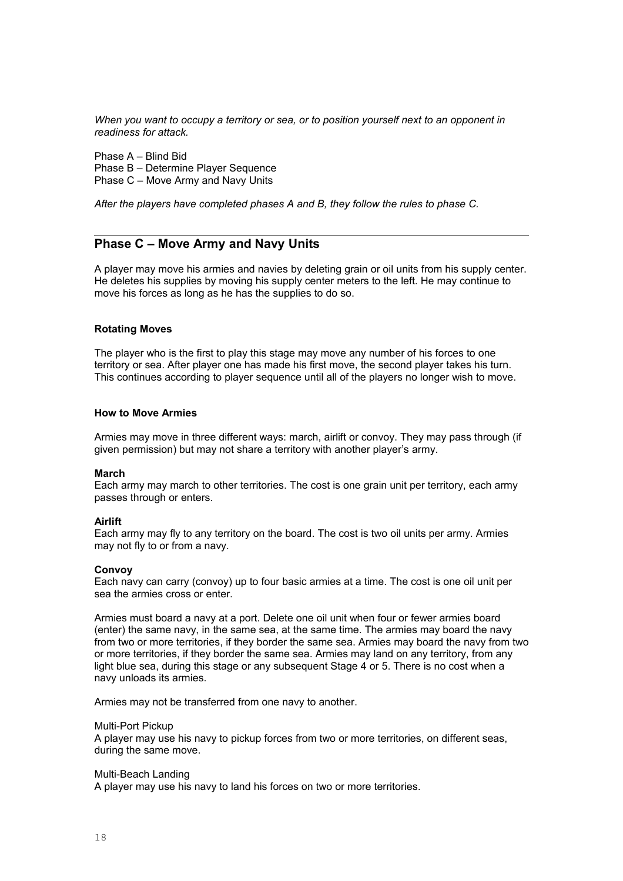*When you want to occupy a territory or sea, or to position yourself next to an opponent in readiness for attack.*

Phase A – Blind Bid
Phase B – Determine Player Sequence
Phase C – Move Army and Navy Units

*After the players have completed phases A and B, they follow the rules to phase C.*

## Phase C – Move Army and Navy Units

A player may move his armies and navies by deleting grain or oil units from his supply center. He deletes his supplies by moving his supply center meters to the left. He may continue to move his forces as long as he has the supplies to do so.

**Rotating Moves**

The player who is the first to play this stage may move any number of his forces to one territory or sea. After player one has made his first move, the second player takes his turn. This continues according to player sequence until all of the players no longer wish to move.

**How to Move Armies**

Armies may move in three different ways: march, airlift or convoy. They may pass through (if given permission) but may not share a territory with another player's army.

**March**
Each army may march to other territories. The cost is one grain unit per territory, each army passes through or enters.

**Airlift**
Each army may fly to any territory on the board. The cost is two oil units per army. Armies may not fly to or from a navy.

**Convoy**
Each navy can carry (convoy) up to four basic armies at a time. The cost is one oil unit per sea the armies cross or enter.

Armies must board a navy at a port. Delete one oil unit when four or fewer armies board (enter) the same navy, in the same sea, at the same time. The armies may board the navy from two or more territories, if they border the same sea. Armies may board the navy from two or more territories, if they border the same sea. Armies may land on any territory, from any light blue sea, during this stage or any subsequent Stage 4 or 5. There is no cost when a navy unloads its armies.

Armies may not be transferred from one navy to another.

Multi-Port Pickup
A player may use his navy to pickup forces from two or more territories, on different seas, during the same move.

Multi-Beach Landing
A player may use his navy to land his forces on two or more territories.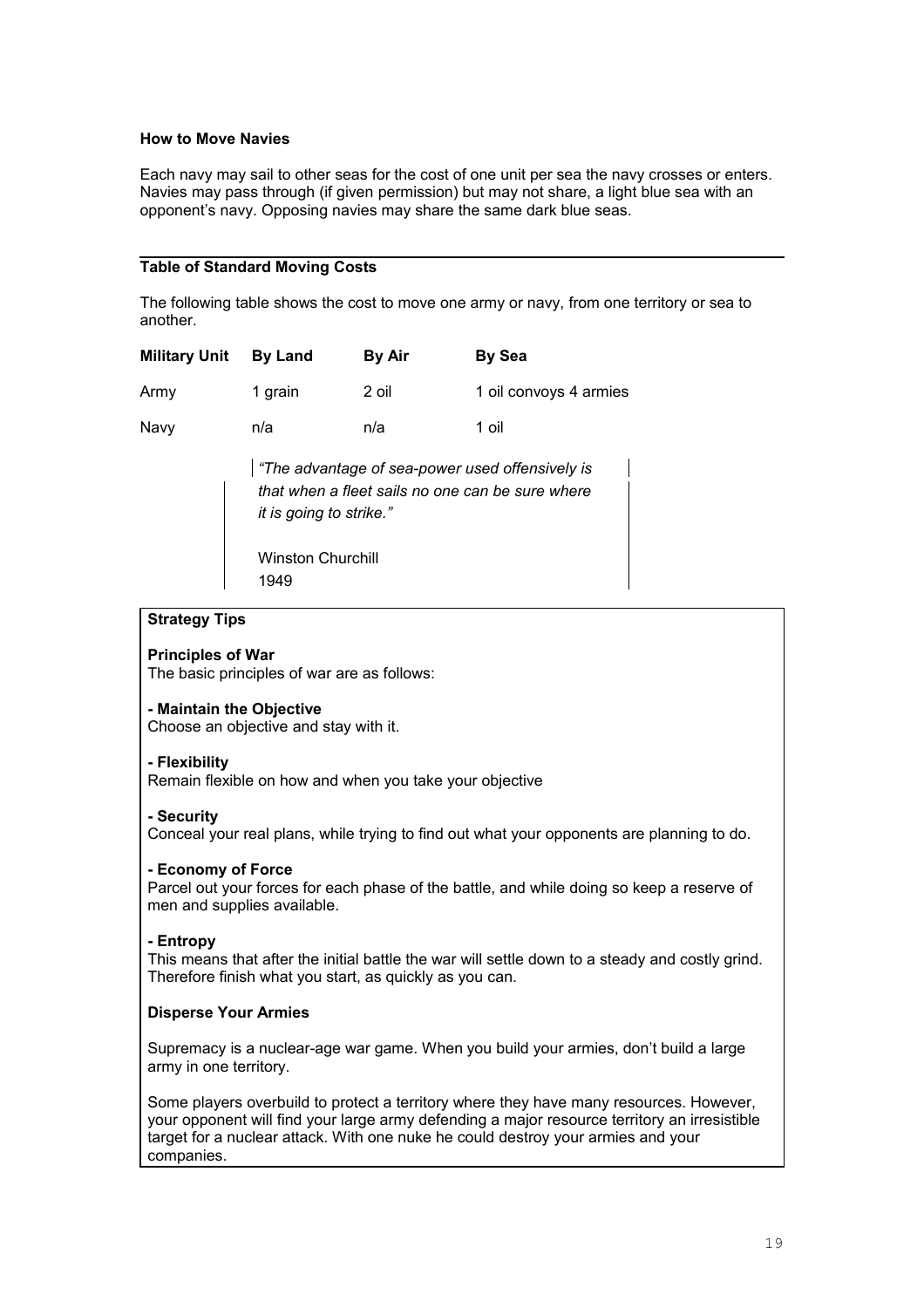### How to Move Navies

Each navy may sail to other seas for the cost of one unit per sea the navy crosses or enters. Navies may pass through (if given permission) but may not share, a light blue sea with an opponent's navy. Opposing navies may share the same dark blue seas.

### Table of Standard Moving Costs

The following table shows the cost to move one army or navy, from one territory or sea to another.

| Military Unit | By Land | By Air | By Sea |
|---|---|---|---|
| Army | 1 grain | 2 oil | 1 oil convoys 4 armies |
| Navy | n/a | n/a | 1 oil |

> *"The advantage of sea-power used offensively is that when a fleet sails no one can be sure where it is going to strike."*
>
> Winston Churchill
> 1949

### Strategy Tips

**Principles of War**
The basic principles of war are as follows:

**- Maintain the Objective**
Choose an objective and stay with it.

**- Flexibility**
Remain flexible on how and when you take your objective

**- Security**
Conceal your real plans, while trying to find out what your opponents are planning to do.

**- Economy of Force**
Parcel out your forces for each phase of the battle, and while doing so keep a reserve of men and supplies available.

**- Entropy**
This means that after the initial battle the war will settle down to a steady and costly grind. Therefore finish what you start, as quickly as you can.

**Disperse Your Armies**

Supremacy is a nuclear-age war game. When you build your armies, don't build a large army in one territory.

Some players overbuild to protect a territory where they have many resources. However, your opponent will find your large army defending a major resource territory an irresistible target for a nuclear attack. With one nuke he could destroy your armies and your companies.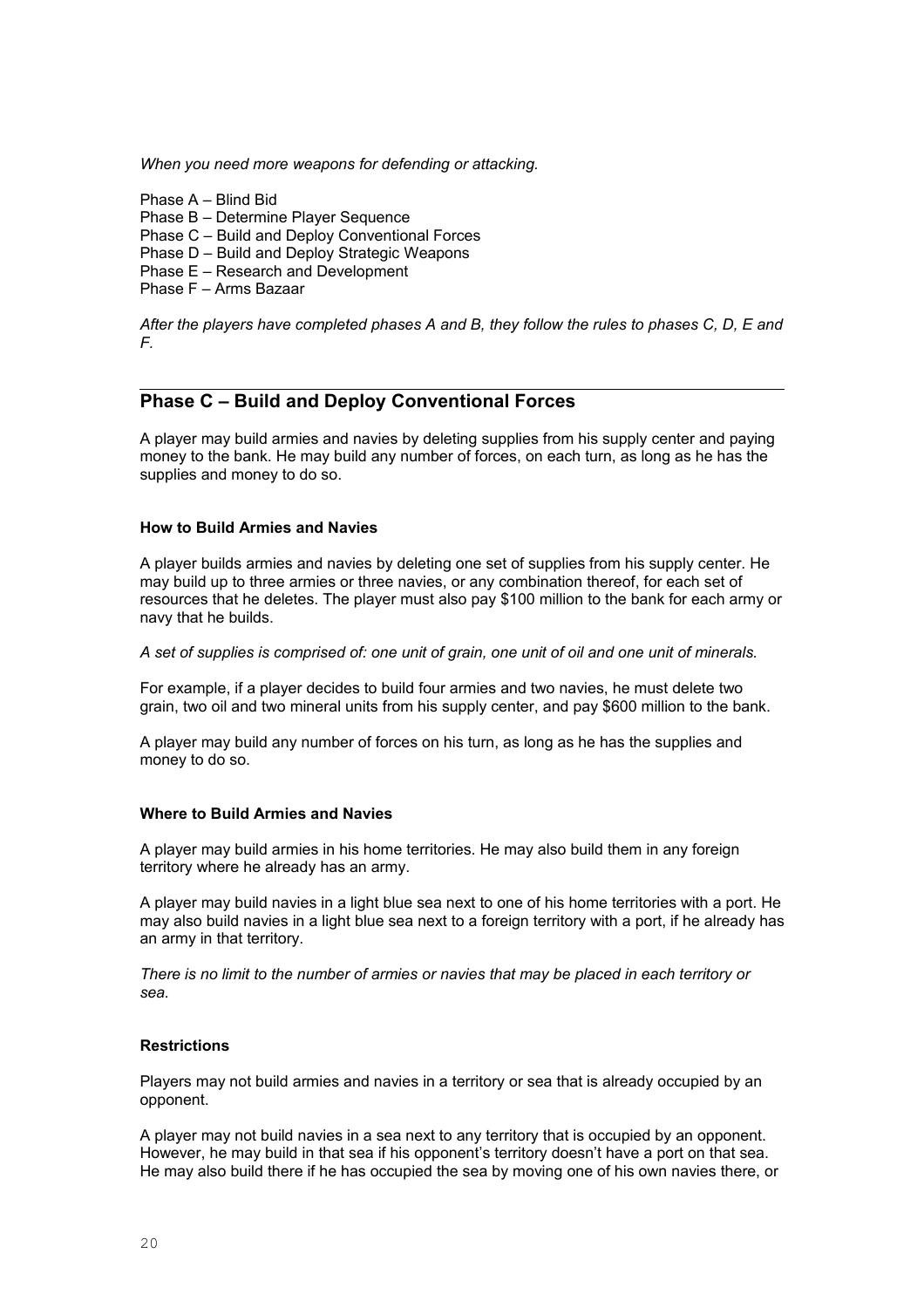*When you need more weapons for defending or attacking.*

Phase A – Blind Bid
Phase B – Determine Player Sequence
Phase C – Build and Deploy Conventional Forces
Phase D – Build and Deploy Strategic Weapons
Phase E – Research and Development
Phase F – Arms Bazaar

*After the players have completed phases A and B, they follow the rules to phases C, D, E and F.*

---

## Phase C – Build and Deploy Conventional Forces

A player may build armies and navies by deleting supplies from his supply center and paying money to the bank. He may build any number of forces, on each turn, as long as he has the supplies and money to do so.

**How to Build Armies and Navies**

A player builds armies and navies by deleting one set of supplies from his supply center. He may build up to three armies or three navies, or any combination thereof, for each set of resources that he deletes. The player must also pay $100 million to the bank for each army or navy that he builds.

*A set of supplies is comprised of: one unit of grain, one unit of oil and one unit of minerals.*

For example, if a player decides to build four armies and two navies, he must delete two grain, two oil and two mineral units from his supply center, and pay $600 million to the bank.

A player may build any number of forces on his turn, as long as he has the supplies and money to do so.

**Where to Build Armies and Navies**

A player may build armies in his home territories. He may also build them in any foreign territory where he already has an army.

A player may build navies in a light blue sea next to one of his home territories with a port. He may also build navies in a light blue sea next to a foreign territory with a port, if he already has an army in that territory.

*There is no limit to the number of armies or navies that may be placed in each territory or sea.*

**Restrictions**

Players may not build armies and navies in a territory or sea that is already occupied by an opponent.

A player may not build navies in a sea next to any territory that is occupied by an opponent. However, he may build in that sea if his opponent's territory doesn't have a port on that sea. He may also build there if he has occupied the sea by moving one of his own navies there, or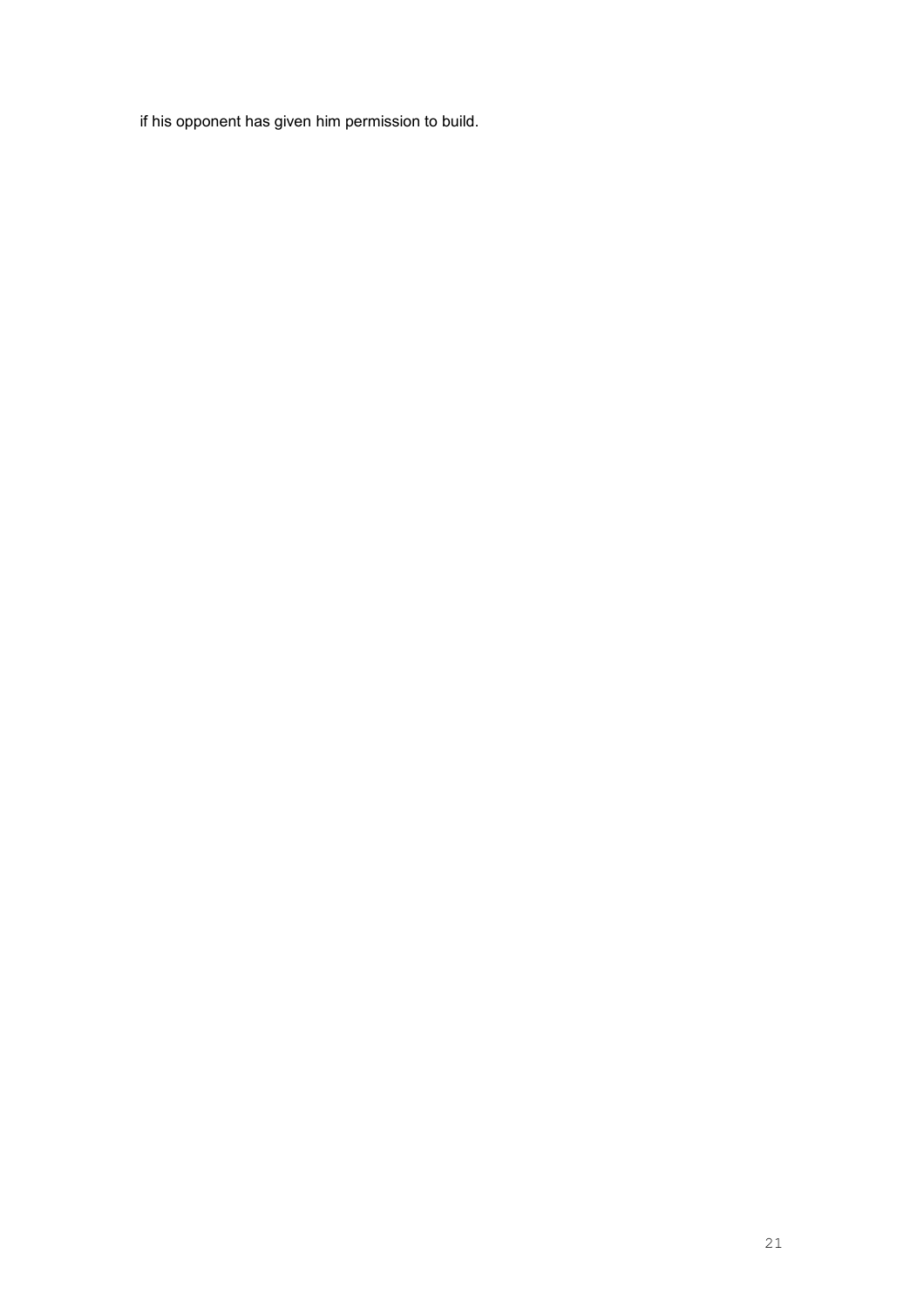if his opponent has given him permission to build.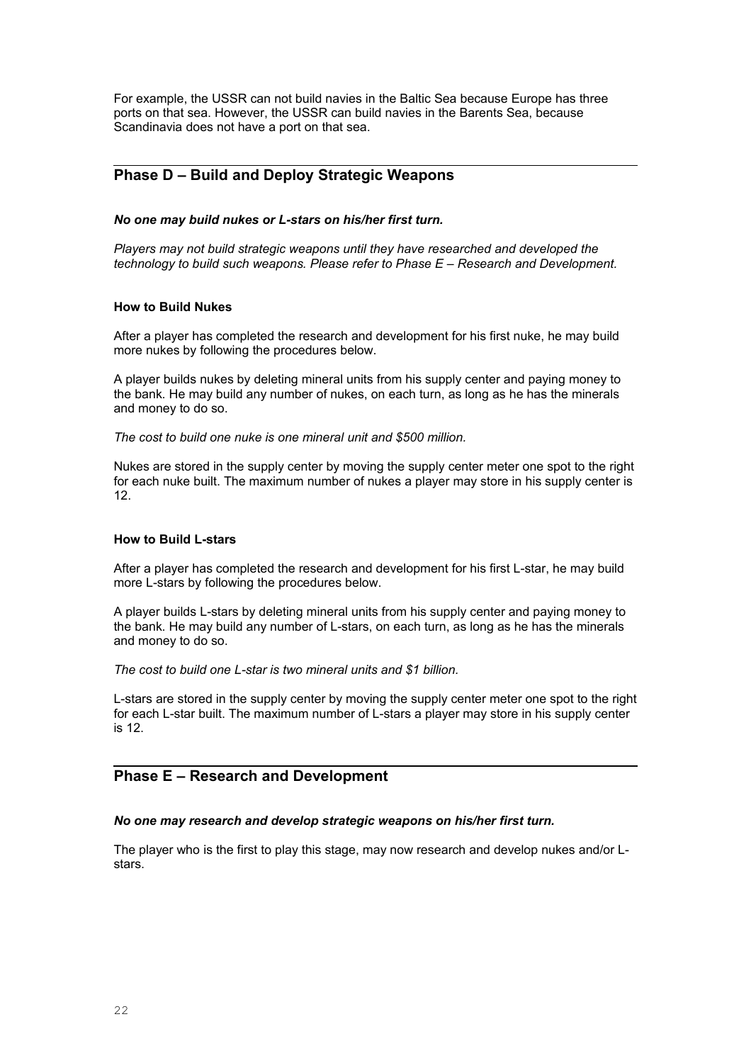For example, the USSR can not build navies in the Baltic Sea because Europe has three ports on that sea. However, the USSR can build navies in the Barents Sea, because Scandinavia does not have a port on that sea.

## Phase D – Build and Deploy Strategic Weapons

***No one may build nukes or L-stars on his/her first turn.***

*Players may not build strategic weapons until they have researched and developed the technology to build such weapons. Please refer to Phase E – Research and Development.*

### How to Build Nukes

After a player has completed the research and development for his first nuke, he may build more nukes by following the procedures below.

A player builds nukes by deleting mineral units from his supply center and paying money to the bank. He may build any number of nukes, on each turn, as long as he has the minerals and money to do so.

*The cost to build one nuke is one mineral unit and $500 million.*

Nukes are stored in the supply center by moving the supply center meter one spot to the right for each nuke built. The maximum number of nukes a player may store in his supply center is 12.

### How to Build L-stars

After a player has completed the research and development for his first L-star, he may build more L-stars by following the procedures below.

A player builds L-stars by deleting mineral units from his supply center and paying money to the bank. He may build any number of L-stars, on each turn, as long as he has the minerals and money to do so.

*The cost to build one L-star is two mineral units and $1 billion.*

L-stars are stored in the supply center by moving the supply center meter one spot to the right for each L-star built. The maximum number of L-stars a player may store in his supply center is 12.

## Phase E – Research and Development

***No one may research and develop strategic weapons on his/her first turn.***

The player who is the first to play this stage, may now research and develop nukes and/or L-stars.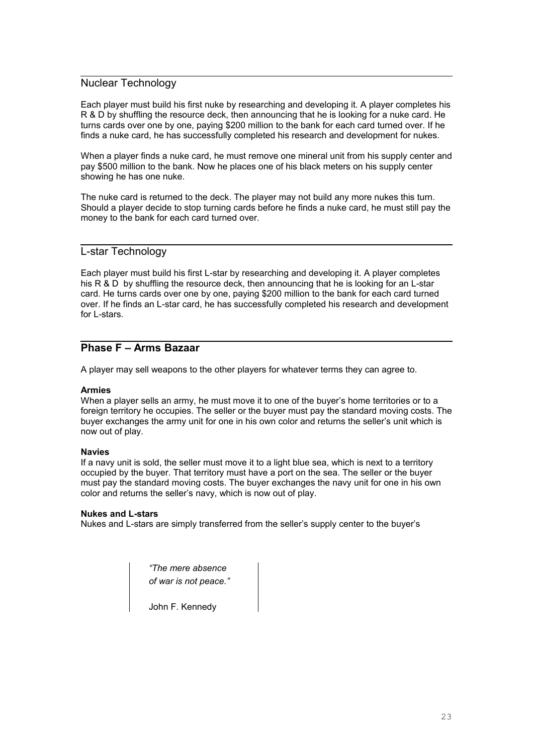## Nuclear Technology

Each player must build his first nuke by researching and developing it. A player completes his R & D by shuffling the resource deck, then announcing that he is looking for a nuke card. He turns cards over one by one, paying $200 million to the bank for each card turned over. If he finds a nuke card, he has successfully completed his research and development for nukes.

When a player finds a nuke card, he must remove one mineral unit from his supply center and pay $500 million to the bank. Now he places one of his black meters on his supply center showing he has one nuke.

The nuke card is returned to the deck. The player may not build any more nukes this turn. Should a player decide to stop turning cards before he finds a nuke card, he must still pay the money to the bank for each card turned over.

## L-star Technology

Each player must build his first L-star by researching and developing it. A player completes his R & D by shuffling the resource deck, then announcing that he is looking for an L-star card. He turns cards over one by one, paying $200 million to the bank for each card turned over. If he finds an L-star card, he has successfully completed his research and development for L-stars.

## Phase F – Arms Bazaar

A player may sell weapons to the other players for whatever terms they can agree to.

**Armies**
When a player sells an army, he must move it to one of the buyer's home territories or to a foreign territory he occupies. The seller or the buyer must pay the standard moving costs. The buyer exchanges the army unit for one in his own color and returns the seller's unit which is now out of play.

**Navies**
If a navy unit is sold, the seller must move it to a light blue sea, which is next to a territory occupied by the buyer. That territory must have a port on the sea. The seller or the buyer must pay the standard moving costs. The buyer exchanges the navy unit for one in his own color and returns the seller's navy, which is now out of play.

**Nukes and L-stars**
Nukes and L-stars are simply transferred from the seller's supply center to the buyer's

> *"The mere absence of war is not peace."*
>
> John F. Kennedy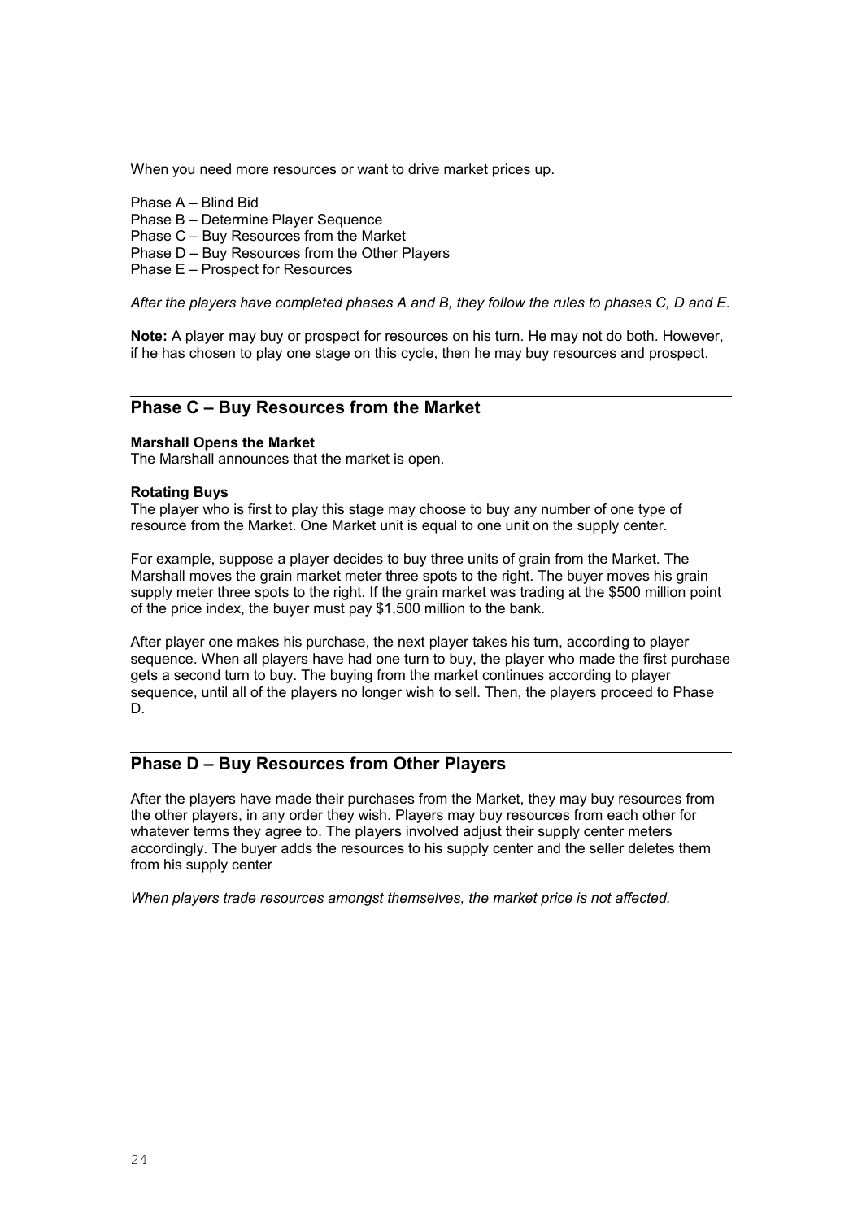When you need more resources or want to drive market prices up.

Phase A – Blind Bid
Phase B – Determine Player Sequence
Phase C – Buy Resources from the Market
Phase D – Buy Resources from the Other Players
Phase E – Prospect for Resources

*After the players have completed phases A and B, they follow the rules to phases C, D and E.*

**Note:** A player may buy or prospect for resources on his turn. He may not do both. However, if he has chosen to play one stage on this cycle, then he may buy resources and prospect.

## Phase C – Buy Resources from the Market

**Marshall Opens the Market**
The Marshall announces that the market is open.

**Rotating Buys**
The player who is first to play this stage may choose to buy any number of one type of resource from the Market. One Market unit is equal to one unit on the supply center.

For example, suppose a player decides to buy three units of grain from the Market. The Marshall moves the grain market meter three spots to the right. The buyer moves his grain supply meter three spots to the right. If the grain market was trading at the $500 million point of the price index, the buyer must pay $1,500 million to the bank.

After player one makes his purchase, the next player takes his turn, according to player sequence. When all players have had one turn to buy, the player who made the first purchase gets a second turn to buy. The buying from the market continues according to player sequence, until all of the players no longer wish to sell. Then, the players proceed to Phase D.

## Phase D – Buy Resources from Other Players

After the players have made their purchases from the Market, they may buy resources from the other players, in any order they wish. Players may buy resources from each other for whatever terms they agree to. The players involved adjust their supply center meters accordingly. The buyer adds the resources to his supply center and the seller deletes them from his supply center

*When players trade resources amongst themselves, the market price is not affected.*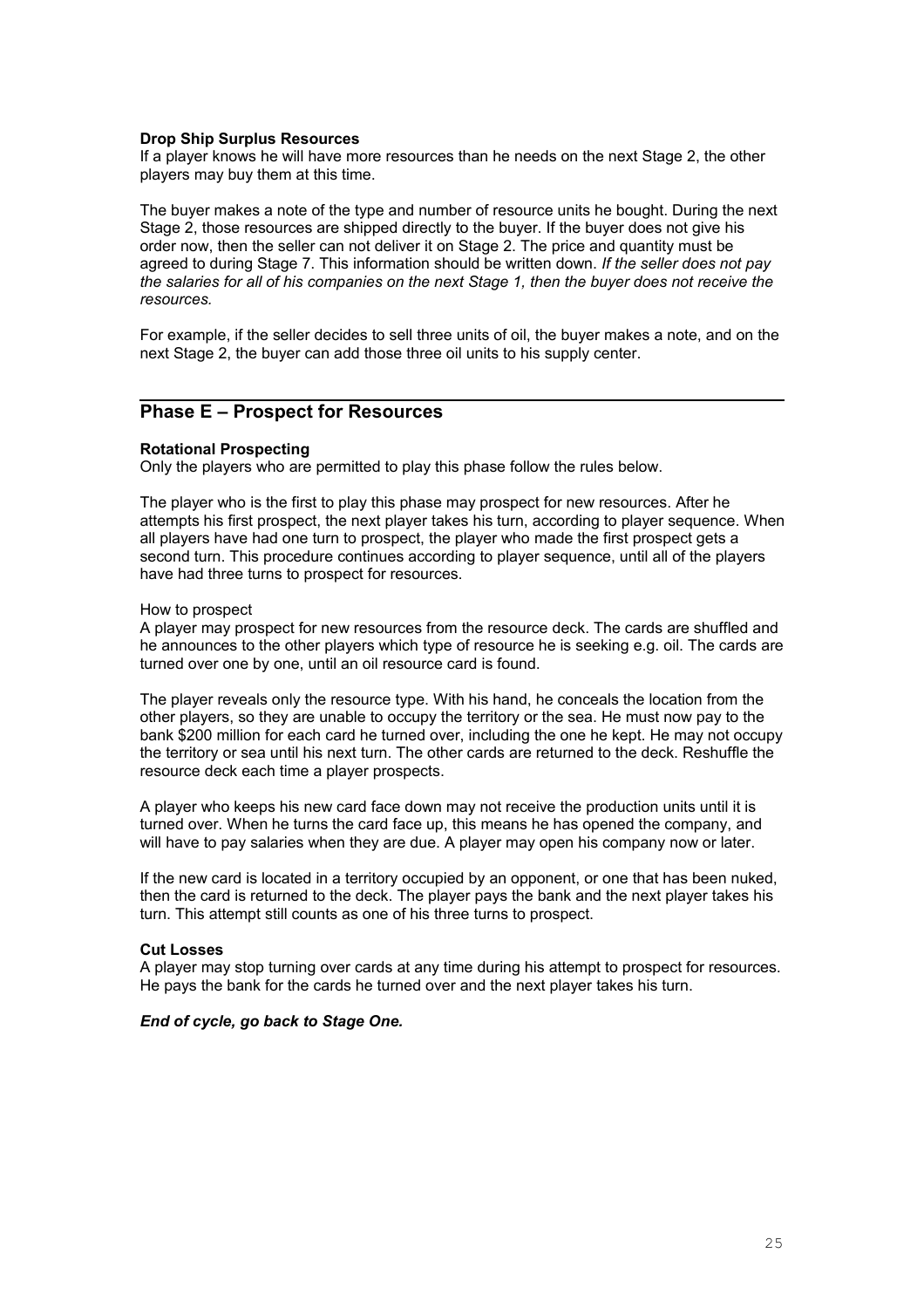**Drop Ship Surplus Resources**
If a player knows he will have more resources than he needs on the next Stage 2, the other players may buy them at this time.

The buyer makes a note of the type and number of resource units he bought. During the next Stage 2, those resources are shipped directly to the buyer. If the buyer does not give his order now, then the seller can not deliver it on Stage 2. The price and quantity must be agreed to during Stage 7. This information should be written down. *If the seller does not pay the salaries for all of his companies on the next Stage 1, then the buyer does not receive the resources.*

For example, if the seller decides to sell three units of oil, the buyer makes a note, and on the next Stage 2, the buyer can add those three oil units to his supply center.

## Phase E – Prospect for Resources

**Rotational Prospecting**
Only the players who are permitted to play this phase follow the rules below.

The player who is the first to play this phase may prospect for new resources. After he attempts his first prospect, the next player takes his turn, according to player sequence. When all players have had one turn to prospect, the player who made the first prospect gets a second turn. This procedure continues according to player sequence, until all of the players have had three turns to prospect for resources.

How to prospect
A player may prospect for new resources from the resource deck. The cards are shuffled and he announces to the other players which type of resource he is seeking e.g. oil. The cards are turned over one by one, until an oil resource card is found.

The player reveals only the resource type. With his hand, he conceals the location from the other players, so they are unable to occupy the territory or the sea. He must now pay to the bank $200 million for each card he turned over, including the one he kept. He may not occupy the territory or sea until his next turn. The other cards are returned to the deck. Reshuffle the resource deck each time a player prospects.

A player who keeps his new card face down may not receive the production units until it is turned over. When he turns the card face up, this means he has opened the company, and will have to pay salaries when they are due. A player may open his company now or later.

If the new card is located in a territory occupied by an opponent, or one that has been nuked, then the card is returned to the deck. The player pays the bank and the next player takes his turn. This attempt still counts as one of his three turns to prospect.

**Cut Losses**
A player may stop turning over cards at any time during his attempt to prospect for resources. He pays the bank for the cards he turned over and the next player takes his turn.

***End of cycle, go back to Stage One.***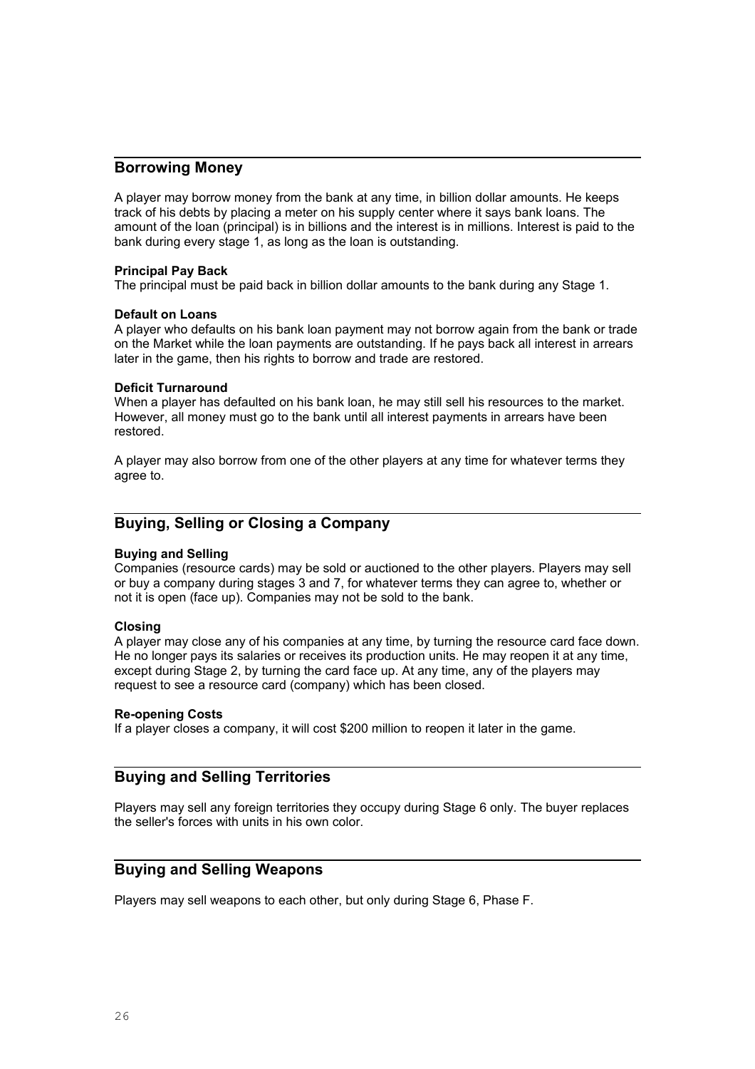## Borrowing Money

A player may borrow money from the bank at any time, in billion dollar amounts. He keeps track of his debts by placing a meter on his supply center where it says bank loans. The amount of the loan (principal) is in billions and the interest is in millions. Interest is paid to the bank during every stage 1, as long as the loan is outstanding.

**Principal Pay Back**
The principal must be paid back in billion dollar amounts to the bank during any Stage 1.

**Default on Loans**
A player who defaults on his bank loan payment may not borrow again from the bank or trade on the Market while the loan payments are outstanding. If he pays back all interest in arrears later in the game, then his rights to borrow and trade are restored.

**Deficit Turnaround**
When a player has defaulted on his bank loan, he may still sell his resources to the market. However, all money must go to the bank until all interest payments in arrears have been restored.

A player may also borrow from one of the other players at any time for whatever terms they agree to.

## Buying, Selling or Closing a Company

**Buying and Selling**
Companies (resource cards) may be sold or auctioned to the other players. Players may sell or buy a company during stages 3 and 7, for whatever terms they can agree to, whether or not it is open (face up). Companies may not be sold to the bank.

**Closing**
A player may close any of his companies at any time, by turning the resource card face down. He no longer pays its salaries or receives its production units. He may reopen it at any time, except during Stage 2, by turning the card face up. At any time, any of the players may request to see a resource card (company) which has been closed.

**Re-opening Costs**
If a player closes a company, it will cost $200 million to reopen it later in the game.

## Buying and Selling Territories

Players may sell any foreign territories they occupy during Stage 6 only. The buyer replaces the seller's forces with units in his own color.

## Buying and Selling Weapons

Players may sell weapons to each other, but only during Stage 6, Phase F.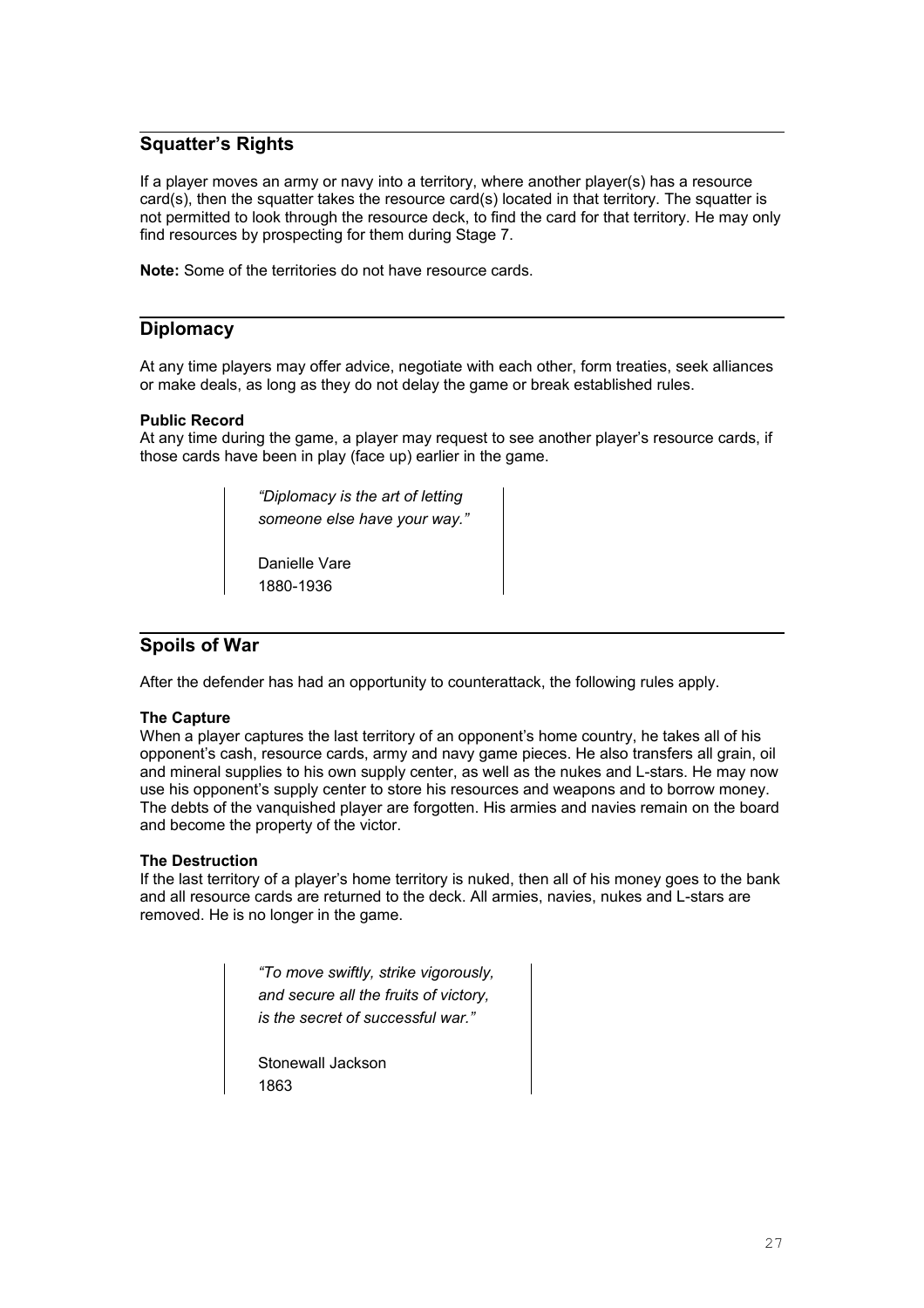## Squatter's Rights

If a player moves an army or navy into a territory, where another player(s) has a resource card(s), then the squatter takes the resource card(s) located in that territory. The squatter is not permitted to look through the resource deck, to find the card for that territory. He may only find resources by prospecting for them during Stage 7.

**Note:** Some of the territories do not have resource cards.

## Diplomacy

At any time players may offer advice, negotiate with each other, form treaties, seek alliances or make deals, as long as they do not delay the game or break established rules.

**Public Record**
At any time during the game, a player may request to see another player's resource cards, if those cards have been in play (face up) earlier in the game.

> *"Diplomacy is the art of letting someone else have your way."*
>
> Danielle Vare
> 1880-1936

## Spoils of War

After the defender has had an opportunity to counterattack, the following rules apply.

**The Capture**
When a player captures the last territory of an opponent's home country, he takes all of his opponent's cash, resource cards, army and navy game pieces. He also transfers all grain, oil and mineral supplies to his own supply center, as well as the nukes and L-stars. He may now use his opponent's supply center to store his resources and weapons and to borrow money. The debts of the vanquished player are forgotten. His armies and navies remain on the board and become the property of the victor.

**The Destruction**
If the last territory of a player's home territory is nuked, then all of his money goes to the bank and all resource cards are returned to the deck. All armies, navies, nukes and L-stars are removed. He is no longer in the game.

> *"To move swiftly, strike vigorously, and secure all the fruits of victory, is the secret of successful war."*
>
> Stonewall Jackson
> 1863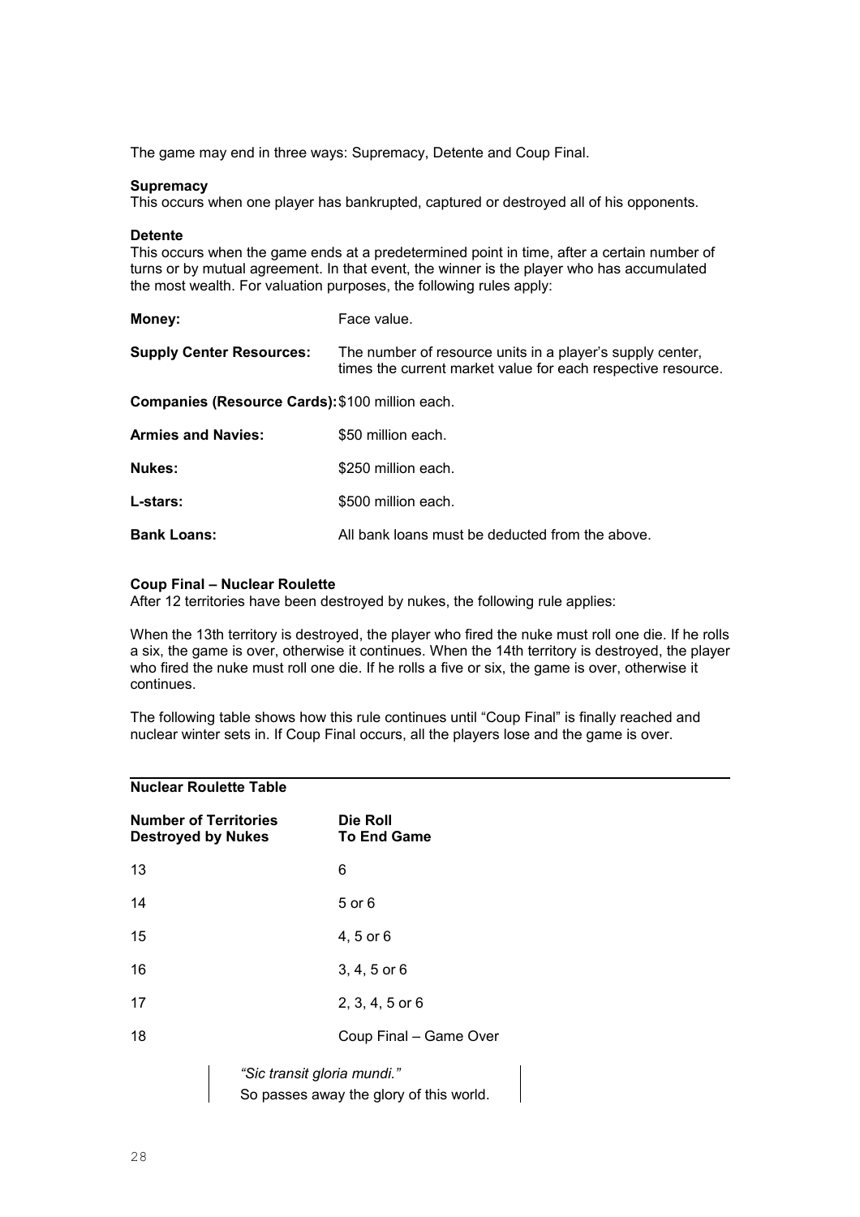The game may end in three ways: Supremacy, Detente and Coup Final.

**Supremacy**
This occurs when one player has bankrupted, captured or destroyed all of his opponents.

**Detente**
This occurs when the game ends at a predetermined point in time, after a certain number of turns or by mutual agreement. In that event, the winner is the player who has accumulated the most wealth. For valuation purposes, the following rules apply:

| | |
|---|---|
| **Money:** | Face value. |
| **Supply Center Resources:** | The number of resource units in a player's supply center, times the current market value for each respective resource. |
| **Companies (Resource Cards):** | $100 million each. |
| **Armies and Navies:** | $50 million each. |
| **Nukes:** | $250 million each. |
| **L-stars:** | $500 million each. |
| **Bank Loans:** | All bank loans must be deducted from the above. |

**Coup Final – Nuclear Roulette**
After 12 territories have been destroyed by nukes, the following rule applies:

When the 13th territory is destroyed, the player who fired the nuke must roll one die. If he rolls a six, the game is over, otherwise it continues. When the 14th territory is destroyed, the player who fired the nuke must roll one die. If he rolls a five or six, the game is over, otherwise it continues.

The following table shows how this rule continues until "Coup Final" is finally reached and nuclear winter sets in. If Coup Final occurs, all the players lose and the game is over.

**Nuclear Roulette Table**

| Number of Territories Destroyed by Nukes | Die Roll To End Game |
|---|---|
| 13 | 6 |
| 14 | 5 or 6 |
| 15 | 4, 5 or 6 |
| 16 | 3, 4, 5 or 6 |
| 17 | 2, 3, 4, 5 or 6 |
| 18 | Coup Final – Game Over |

*"Sic transit gloria mundi."*
So passes away the glory of this world.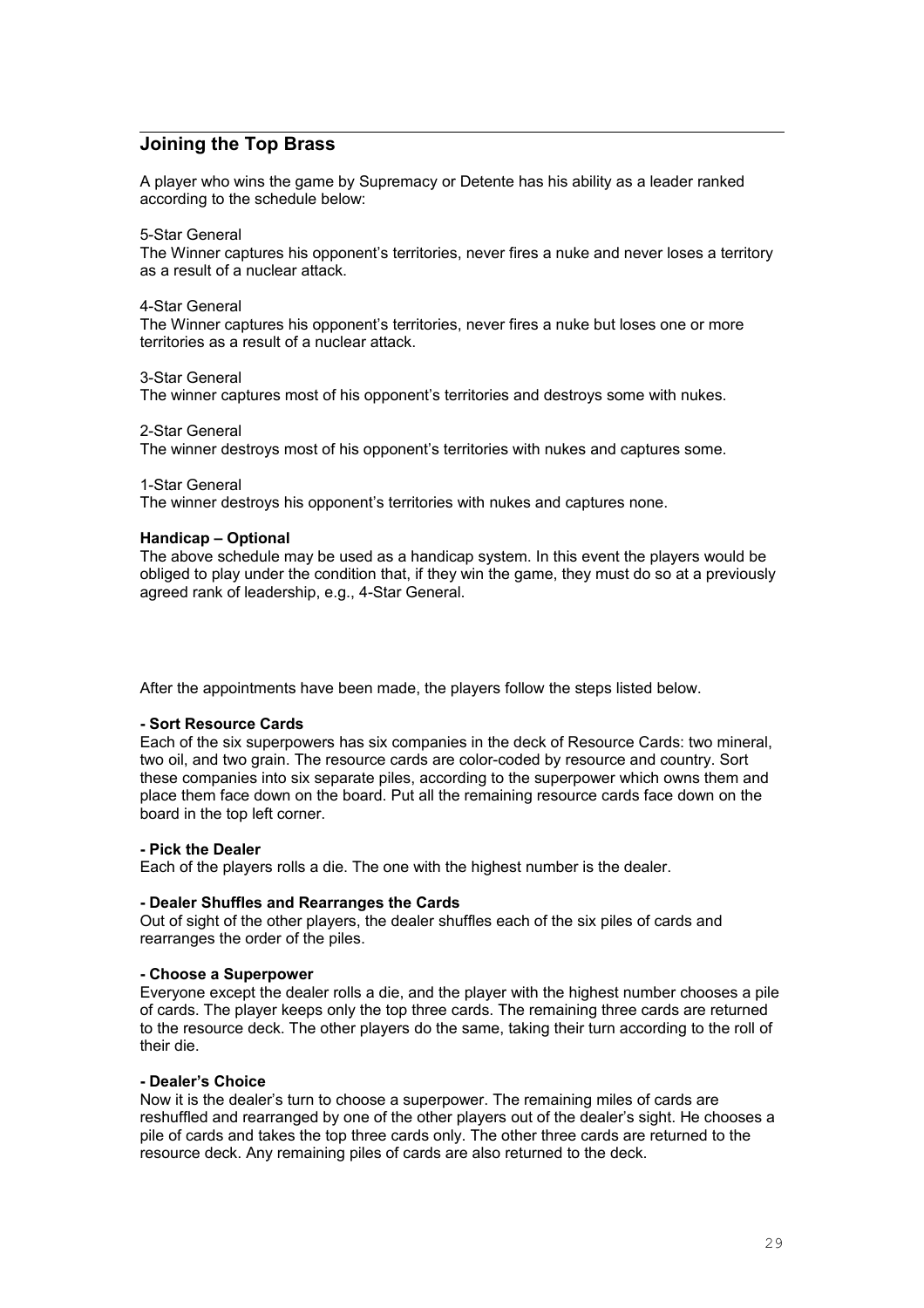## Joining the Top Brass

A player who wins the game by Supremacy or Detente has his ability as a leader ranked according to the schedule below:

5-Star General
The Winner captures his opponent's territories, never fires a nuke and never loses a territory as a result of a nuclear attack.

4-Star General
The Winner captures his opponent's territories, never fires a nuke but loses one or more territories as a result of a nuclear attack.

3-Star General
The winner captures most of his opponent's territories and destroys some with nukes.

2-Star General
The winner destroys most of his opponent's territories with nukes and captures some.

1-Star General
The winner destroys his opponent's territories with nukes and captures none.

**Handicap – Optional**
The above schedule may be used as a handicap system. In this event the players would be obliged to play under the condition that, if they win the game, they must do so at a previously agreed rank of leadership, e.g., 4-Star General.

After the appointments have been made, the players follow the steps listed below.

**- Sort Resource Cards**
Each of the six superpowers has six companies in the deck of Resource Cards: two mineral, two oil, and two grain. The resource cards are color-coded by resource and country. Sort these companies into six separate piles, according to the superpower which owns them and place them face down on the board. Put all the remaining resource cards face down on the board in the top left corner.

**- Pick the Dealer**
Each of the players rolls a die. The one with the highest number is the dealer.

**- Dealer Shuffles and Rearranges the Cards**
Out of sight of the other players, the dealer shuffles each of the six piles of cards and rearranges the order of the piles.

**- Choose a Superpower**
Everyone except the dealer rolls a die, and the player with the highest number chooses a pile of cards. The player keeps only the top three cards. The remaining three cards are returned to the resource deck. The other players do the same, taking their turn according to the roll of their die.

**- Dealer's Choice**
Now it is the dealer's turn to choose a superpower. The remaining miles of cards are reshuffled and rearranged by one of the other players out of the dealer's sight. He chooses a pile of cards and takes the top three cards only. The other three cards are returned to the resource deck. Any remaining piles of cards are also returned to the deck.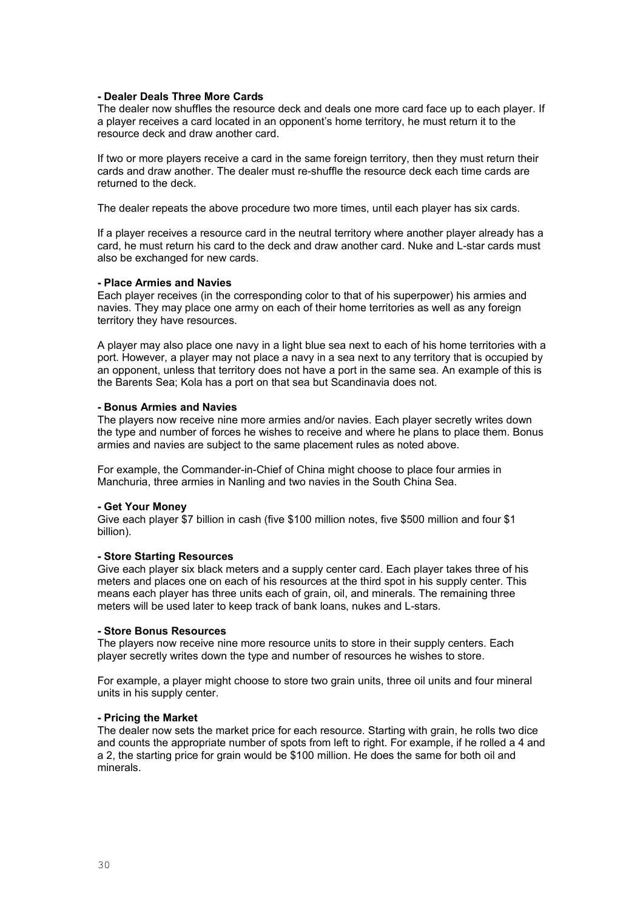**- Dealer Deals Three More Cards**

The dealer now shuffles the resource deck and deals one more card face up to each player. If a player receives a card located in an opponent's home territory, he must return it to the resource deck and draw another card.

If two or more players receive a card in the same foreign territory, then they must return their cards and draw another. The dealer must re-shuffle the resource deck each time cards are returned to the deck.

The dealer repeats the above procedure two more times, until each player has six cards.

If a player receives a resource card in the neutral territory where another player already has a card, he must return his card to the deck and draw another card. Nuke and L-star cards must also be exchanged for new cards.

**- Place Armies and Navies**

Each player receives (in the corresponding color to that of his superpower) his armies and navies. They may place one army on each of their home territories as well as any foreign territory they have resources.

A player may also place one navy in a light blue sea next to each of his home territories with a port. However, a player may not place a navy in a sea next to any territory that is occupied by an opponent, unless that territory does not have a port in the same sea. An example of this is the Barents Sea; Kola has a port on that sea but Scandinavia does not.

**- Bonus Armies and Navies**

The players now receive nine more armies and/or navies. Each player secretly writes down the type and number of forces he wishes to receive and where he plans to place them. Bonus armies and navies are subject to the same placement rules as noted above.

For example, the Commander-in-Chief of China might choose to place four armies in Manchuria, three armies in Nanling and two navies in the South China Sea.

**- Get Your Money**

Give each player $7 billion in cash (five $100 million notes, five $500 million and four $1 billion).

**- Store Starting Resources**

Give each player six black meters and a supply center card. Each player takes three of his meters and places one on each of his resources at the third spot in his supply center. This means each player has three units each of grain, oil, and minerals. The remaining three meters will be used later to keep track of bank loans, nukes and L-stars.

**- Store Bonus Resources**

The players now receive nine more resource units to store in their supply centers. Each player secretly writes down the type and number of resources he wishes to store.

For example, a player might choose to store two grain units, three oil units and four mineral units in his supply center.

**- Pricing the Market**

The dealer now sets the market price for each resource. Starting with grain, he rolls two dice and counts the appropriate number of spots from left to right. For example, if he rolled a 4 and a 2, the starting price for grain would be $100 million. He does the same for both oil and minerals.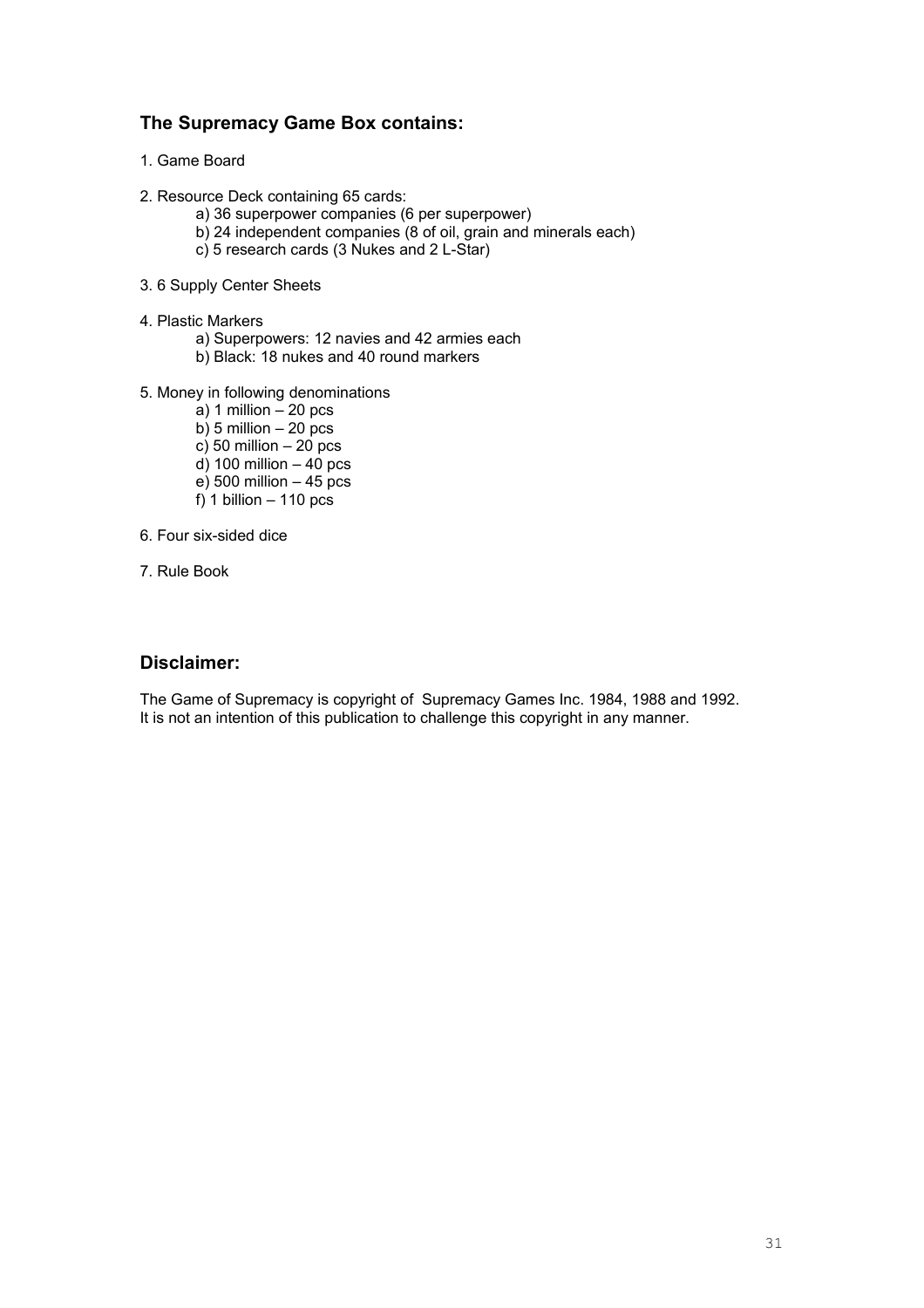## The Supremacy Game Box contains:

1. Game Board

2. Resource Deck containing 65 cards:
   a) 36 superpower companies (6 per superpower)
   b) 24 independent companies (8 of oil, grain and minerals each)
   c) 5 research cards (3 Nukes and 2 L-Star)

3. 6 Supply Center Sheets

4. Plastic Markers
   a) Superpowers: 12 navies and 42 armies each
   b) Black: 18 nukes and 40 round markers

5. Money in following denominations
   a) 1 million – 20 pcs
   b) 5 million – 20 pcs
   c) 50 million – 20 pcs
   d) 100 million – 40 pcs
   e) 500 million – 45 pcs
   f) 1 billion – 110 pcs

6. Four six-sided dice

7. Rule Book

## Disclaimer:

The Game of Supremacy is copyright of Supremacy Games Inc. 1984, 1988 and 1992. It is not an intention of this publication to challenge this copyright in any manner.